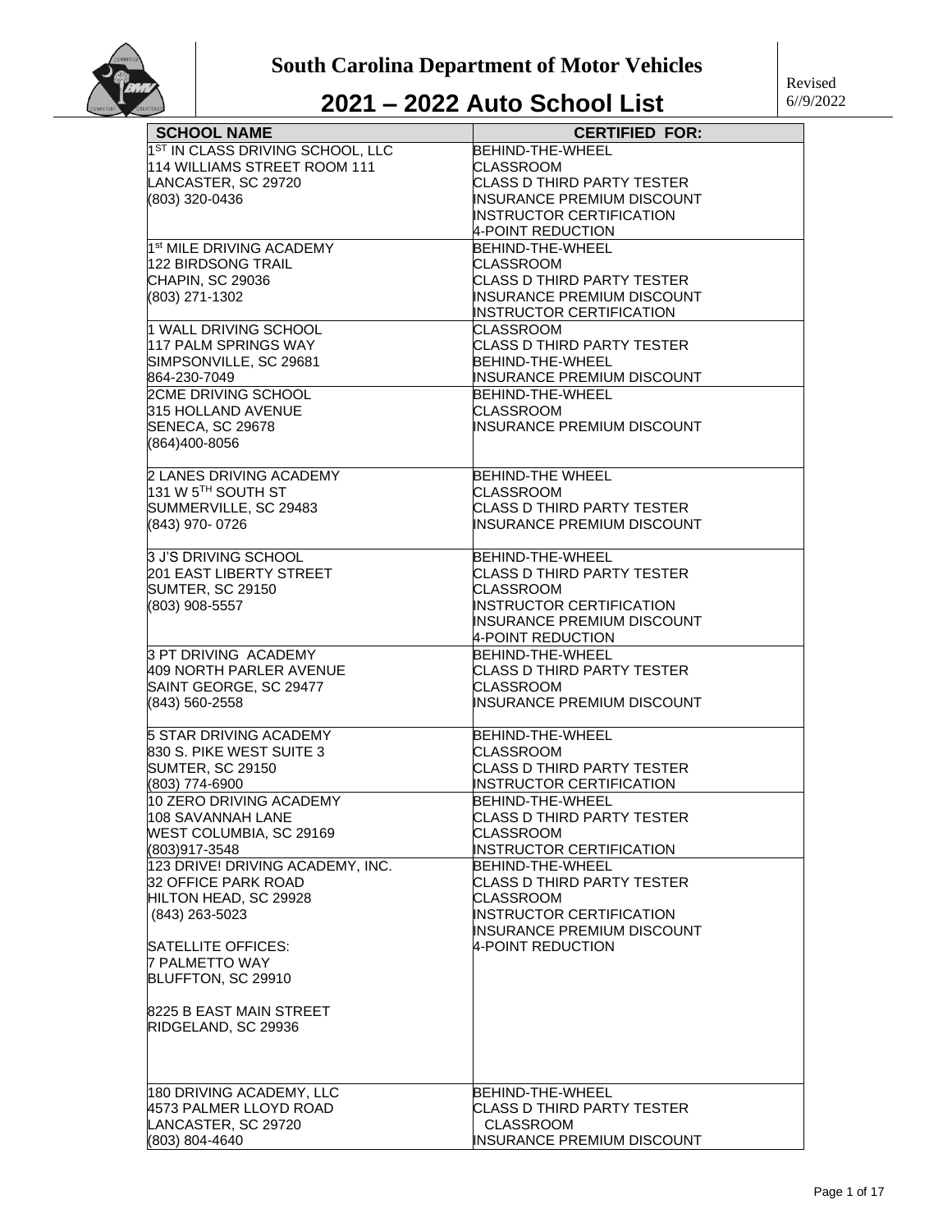# South Carolina Department of Motor Vehicles

## 2021 – 2022 Auto School List

Revised 6//9/2022

| SCHOOL NAME | CERTIFIED FOR: |
|---|---|
| 1ST IN CLASS DRIVING SCHOOL, LLC<br>114 WILLIAMS STREET ROOM 111<br>LANCASTER, SC 29720<br>(803) 320-0436 | BEHIND-THE-WHEEL<br>CLASSROOM<br>CLASS D THIRD PARTY TESTER<br>INSURANCE PREMIUM DISCOUNT<br>INSTRUCTOR CERTIFICATION<br>4-POINT REDUCTION |
| 1st MILE DRIVING ACADEMY<br>122 BIRDSONG TRAIL<br>CHAPIN, SC 29036<br>(803) 271-1302 | BEHIND-THE-WHEEL<br>CLASSROOM<br>CLASS D THIRD PARTY TESTER<br>INSURANCE PREMIUM DISCOUNT<br>INSTRUCTOR CERTIFICATION |
| 1 WALL DRIVING SCHOOL<br>117 PALM SPRINGS WAY<br>SIMPSONVILLE, SC 29681<br>864-230-7049 | CLASSROOM<br>CLASS D THIRD PARTY TESTER<br>BEHIND-THE-WHEEL<br>INSURANCE PREMIUM DISCOUNT |
| 2CME DRIVING SCHOOL<br>315 HOLLAND AVENUE<br>SENECA, SC 29678<br>(864)400-8056 | BEHIND-THE-WHEEL<br>CLASSROOM<br>INSURANCE PREMIUM DISCOUNT |
| 2 LANES DRIVING ACADEMY<br>131 W 5TH SOUTH ST<br>SUMMERVILLE, SC 29483<br>(843) 970- 0726 | BEHIND-THE WHEEL<br>CLASSROOM<br>CLASS D THIRD PARTY TESTER<br>INSURANCE PREMIUM DISCOUNT |
| 3 J'S DRIVING SCHOOL<br>201 EAST LIBERTY STREET<br>SUMTER, SC 29150<br>(803) 908-5557 | BEHIND-THE-WHEEL<br>CLASS D THIRD PARTY TESTER<br>CLASSROOM<br>INSTRUCTOR CERTIFICATION<br>INSURANCE PREMIUM DISCOUNT<br>4-POINT REDUCTION |
| 3 PT DRIVING ACADEMY<br>409 NORTH PARLER AVENUE<br>SAINT GEORGE, SC 29477<br>(843) 560-2558 | BEHIND-THE-WHEEL<br>CLASS D THIRD PARTY TESTER<br>CLASSROOM<br>INSURANCE PREMIUM DISCOUNT |
| 5 STAR DRIVING ACADEMY<br>830 S. PIKE WEST SUITE 3<br>SUMTER, SC 29150<br>(803) 774-6900 | BEHIND-THE-WHEEL<br>CLASSROOM<br>CLASS D THIRD PARTY TESTER<br>INSTRUCTOR CERTIFICATION |
| 10 ZERO DRIVING ACADEMY<br>108 SAVANNAH LANE<br>WEST COLUMBIA, SC 29169<br>(803)917-3548 | BEHIND-THE-WHEEL<br>CLASS D THIRD PARTY TESTER<br>CLASSROOM<br>INSTRUCTOR CERTIFICATION |
| 123 DRIVE! DRIVING ACADEMY, INC.<br>32 OFFICE PARK ROAD<br>HILTON HEAD, SC 29928<br>(843) 263-5023<br><br>SATELLITE OFFICES:<br>7 PALMETTO WAY<br>BLUFFTON, SC 29910<br><br>8225 B EAST MAIN STREET<br>RIDGELAND, SC 29936 | BEHIND-THE-WHEEL<br>CLASS D THIRD PARTY TESTER<br>CLASSROOM<br>INSTRUCTOR CERTIFICATION<br>INSURANCE PREMIUM DISCOUNT<br>4-POINT REDUCTION |
| 180 DRIVING ACADEMY, LLC<br>4573 PALMER LLOYD ROAD<br>LANCASTER, SC 29720<br>(803) 804-4640 | BEHIND-THE-WHEEL<br>CLASS D THIRD PARTY TESTER<br>CLASSROOM<br>INSURANCE PREMIUM DISCOUNT |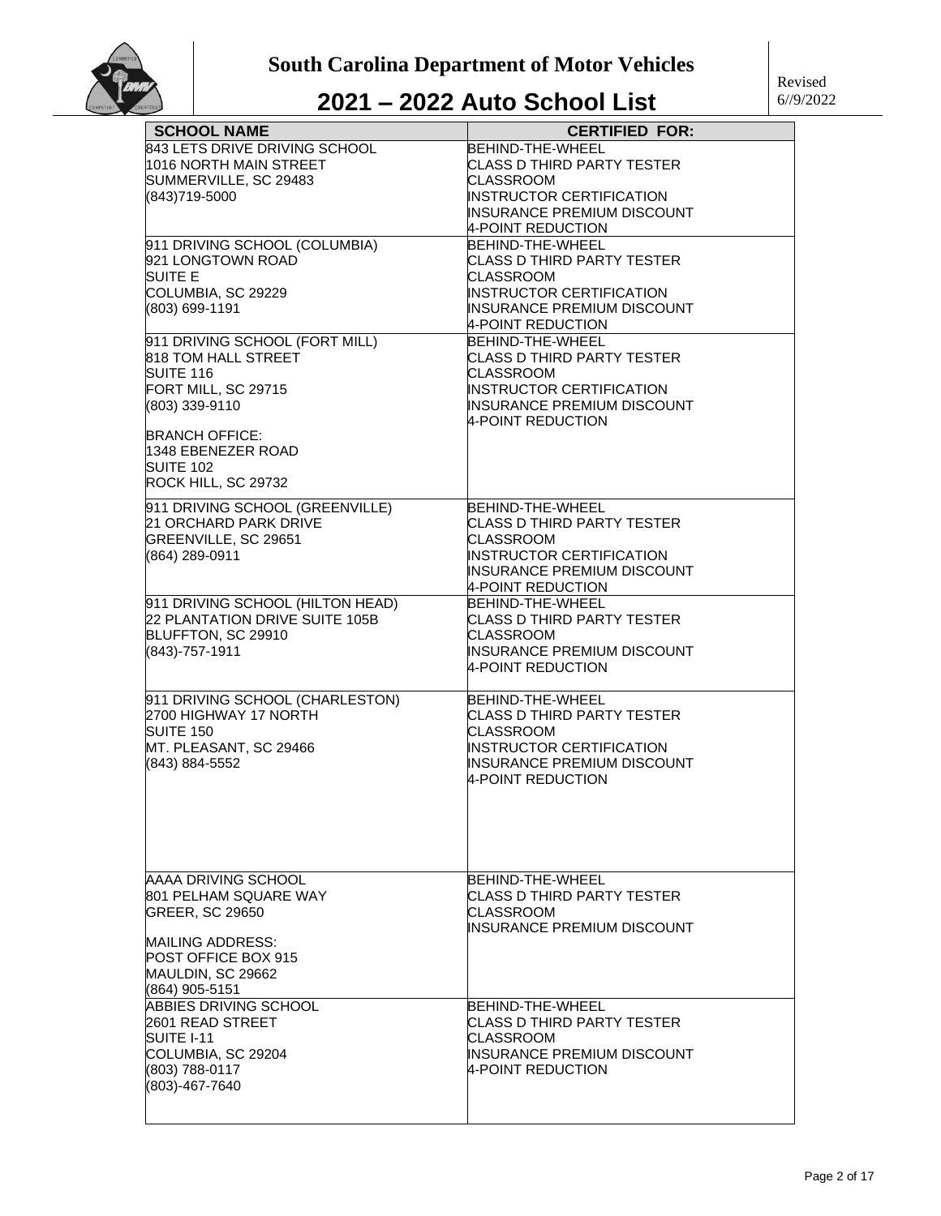# South Carolina Department of Motor Vehicles

# 2021 – 2022 Auto School List

Revised 6//9/2022

| SCHOOL NAME | CERTIFIED FOR: |
| --- | --- |
| 843 LETS DRIVE DRIVING SCHOOL<br>1016 NORTH MAIN STREET<br>SUMMERVILLE, SC 29483<br>(843)719-5000 | BEHIND-THE-WHEEL<br>CLASS D THIRD PARTY TESTER<br>CLASSROOM<br>INSTRUCTOR CERTIFICATION<br>INSURANCE PREMIUM DISCOUNT<br>4-POINT REDUCTION |
| 911 DRIVING SCHOOL (COLUMBIA)<br>921 LONGTOWN ROAD<br>SUITE E<br>COLUMBIA, SC 29229<br>(803) 699-1191 | BEHIND-THE-WHEEL<br>CLASS D THIRD PARTY TESTER<br>CLASSROOM<br>INSTRUCTOR CERTIFICATION<br>INSURANCE PREMIUM DISCOUNT<br>4-POINT REDUCTION |
| 911 DRIVING SCHOOL (FORT MILL)<br>818 TOM HALL STREET<br>SUITE 116<br>FORT MILL, SC 29715<br>(803) 339-9110<br><br>BRANCH OFFICE:<br>1348 EBENEZER ROAD<br>SUITE 102<br>ROCK HILL, SC 29732 | BEHIND-THE-WHEEL<br>CLASS D THIRD PARTY TESTER<br>CLASSROOM<br>INSTRUCTOR CERTIFICATION<br>INSURANCE PREMIUM DISCOUNT<br>4-POINT REDUCTION |
| 911 DRIVING SCHOOL (GREENVILLE)<br>21 ORCHARD PARK DRIVE<br>GREENVILLE, SC 29651<br>(864) 289-0911 | BEHIND-THE-WHEEL<br>CLASS D THIRD PARTY TESTER<br>CLASSROOM<br>INSTRUCTOR CERTIFICATION<br>INSURANCE PREMIUM DISCOUNT<br>4-POINT REDUCTION |
| 911 DRIVING SCHOOL (HILTON HEAD)<br>22 PLANTATION DRIVE SUITE 105B<br>BLUFFTON, SC 29910<br>(843)-757-1911 | BEHIND-THE-WHEEL<br>CLASS D THIRD PARTY TESTER<br>CLASSROOM<br>INSURANCE PREMIUM DISCOUNT<br>4-POINT REDUCTION |
| 911 DRIVING SCHOOL (CHARLESTON)<br>2700 HIGHWAY 17 NORTH<br>SUITE 150<br>MT. PLEASANT, SC 29466<br>(843) 884-5552 | BEHIND-THE-WHEEL<br>CLASS D THIRD PARTY TESTER<br>CLASSROOM<br>INSTRUCTOR CERTIFICATION<br>INSURANCE PREMIUM DISCOUNT<br>4-POINT REDUCTION |
| AAAA DRIVING SCHOOL<br>801 PELHAM SQUARE WAY<br>GREER, SC 29650<br><br>MAILING ADDRESS:<br>POST OFFICE BOX 915<br>MAULDIN, SC 29662<br>(864) 905-5151 | BEHIND-THE-WHEEL<br>CLASS D THIRD PARTY TESTER<br>CLASSROOM<br>INSURANCE PREMIUM DISCOUNT |
| ABBIES DRIVING SCHOOL<br>2601 READ STREET<br>SUITE I-11<br>COLUMBIA, SC 29204<br>(803) 788-0117<br>(803)-467-7640 | BEHIND-THE-WHEEL<br>CLASS D THIRD PARTY TESTER<br>CLASSROOM<br>INSURANCE PREMIUM DISCOUNT<br>4-POINT REDUCTION |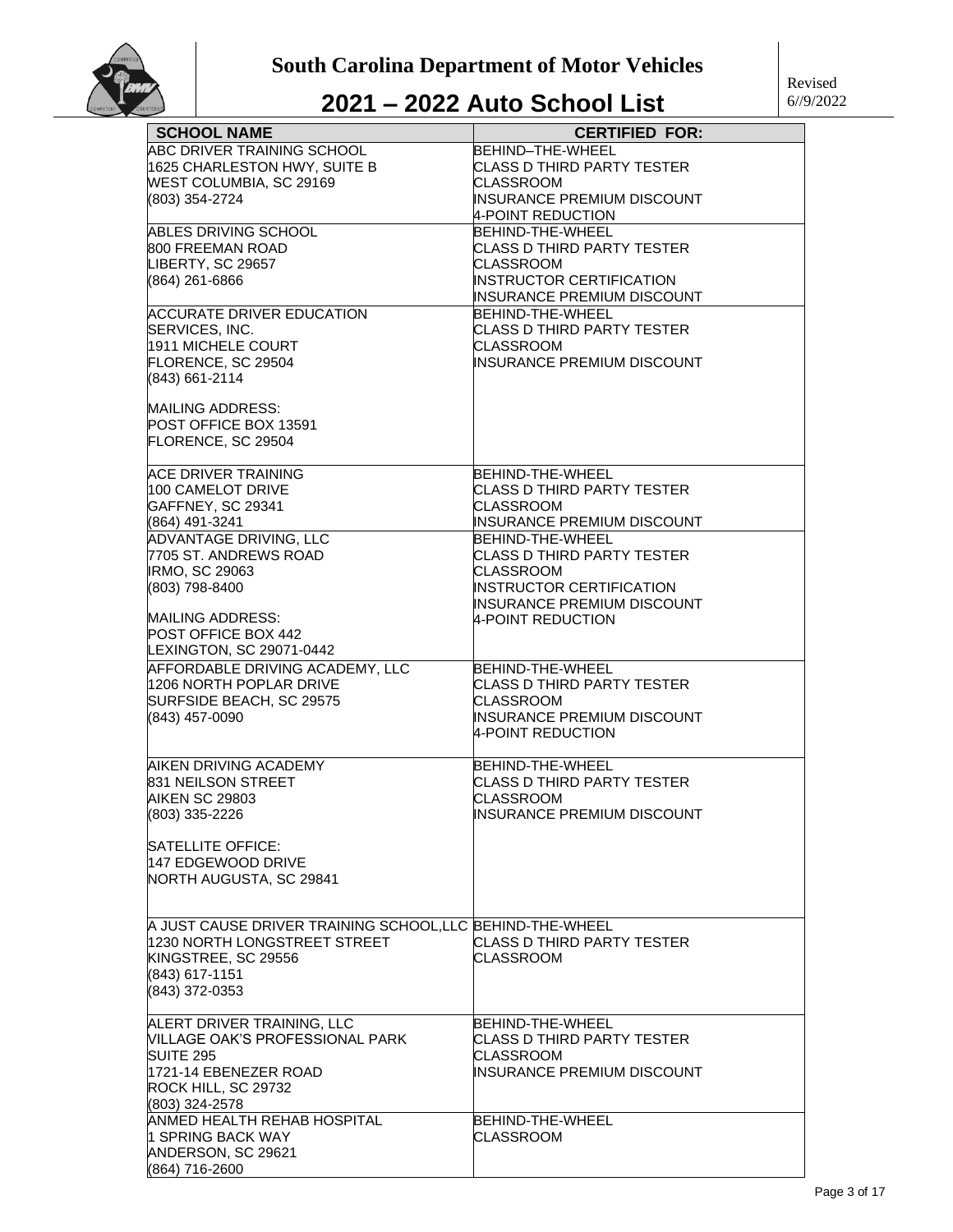# South Carolina Department of Motor Vehicles

## 2021 – 2022 Auto School List

Revised 6//9/2022

| SCHOOL NAME | CERTIFIED FOR: |
|---|---|
| ABC DRIVER TRAINING SCHOOL<br>1625 CHARLESTON HWY, SUITE B<br>WEST COLUMBIA, SC 29169<br>(803) 354-2724 | BEHIND–THE-WHEEL<br>CLASS D THIRD PARTY TESTER<br>CLASSROOM<br>INSURANCE PREMIUM DISCOUNT<br>4-POINT REDUCTION |
| ABLES DRIVING SCHOOL<br>800 FREEMAN ROAD<br>LIBERTY, SC 29657<br>(864) 261-6866 | BEHIND-THE-WHEEL<br>CLASS D THIRD PARTY TESTER<br>CLASSROOM<br>INSTRUCTOR CERTIFICATION<br>INSURANCE PREMIUM DISCOUNT |
| ACCURATE DRIVER EDUCATION SERVICES, INC.<br>1911 MICHELE COURT<br>FLORENCE, SC 29504<br>(843) 661-2114<br><br>MAILING ADDRESS:<br>POST OFFICE BOX 13591<br>FLORENCE, SC 29504 | BEHIND-THE-WHEEL<br>CLASS D THIRD PARTY TESTER<br>CLASSROOM<br>INSURANCE PREMIUM DISCOUNT |
| ACE DRIVER TRAINING<br>100 CAMELOT DRIVE<br>GAFFNEY, SC 29341<br>(864) 491-3241 | BEHIND-THE-WHEEL<br>CLASS D THIRD PARTY TESTER<br>CLASSROOM<br>INSURANCE PREMIUM DISCOUNT |
| ADVANTAGE DRIVING, LLC<br>7705 ST. ANDREWS ROAD<br>IRMO, SC 29063<br>(803) 798-8400<br><br>MAILING ADDRESS:<br>POST OFFICE BOX 442<br>LEXINGTON, SC 29071-0442 | BEHIND-THE-WHEEL<br>CLASS D THIRD PARTY TESTER<br>CLASSROOM<br>INSTRUCTOR CERTIFICATION<br>INSURANCE PREMIUM DISCOUNT<br>4-POINT REDUCTION |
| AFFORDABLE DRIVING ACADEMY, LLC<br>1206 NORTH POPLAR DRIVE<br>SURFSIDE BEACH, SC 29575<br>(843) 457-0090 | BEHIND-THE-WHEEL<br>CLASS D THIRD PARTY TESTER<br>CLASSROOM<br>INSURANCE PREMIUM DISCOUNT<br>4-POINT REDUCTION |
| AIKEN DRIVING ACADEMY<br>831 NEILSON STREET<br>AIKEN SC 29803<br>(803) 335-2226<br><br>SATELLITE OFFICE:<br>147 EDGEWOOD DRIVE<br>NORTH AUGUSTA, SC 29841 | BEHIND-THE-WHEEL<br>CLASS D THIRD PARTY TESTER<br>CLASSROOM<br>INSURANCE PREMIUM DISCOUNT |
| A JUST CAUSE DRIVER TRAINING SCHOOL,LLC<br>1230 NORTH LONGSTREET STREET<br>KINGSTREE, SC 29556<br>(843) 617-1151<br>(843) 372-0353 | BEHIND-THE-WHEEL<br>CLASS D THIRD PARTY TESTER<br>CLASSROOM |
| ALERT DRIVER TRAINING, LLC<br>VILLAGE OAK'S PROFESSIONAL PARK<br>SUITE 295<br>1721-14 EBENEZER ROAD<br>ROCK HILL, SC 29732<br>(803) 324-2578 | BEHIND-THE-WHEEL<br>CLASS D THIRD PARTY TESTER<br>CLASSROOM<br>INSURANCE PREMIUM DISCOUNT |
| ANMED HEALTH REHAB HOSPITAL<br>1 SPRING BACK WAY<br>ANDERSON, SC 29621<br>(864) 716-2600 | BEHIND-THE-WHEEL<br>CLASSROOM |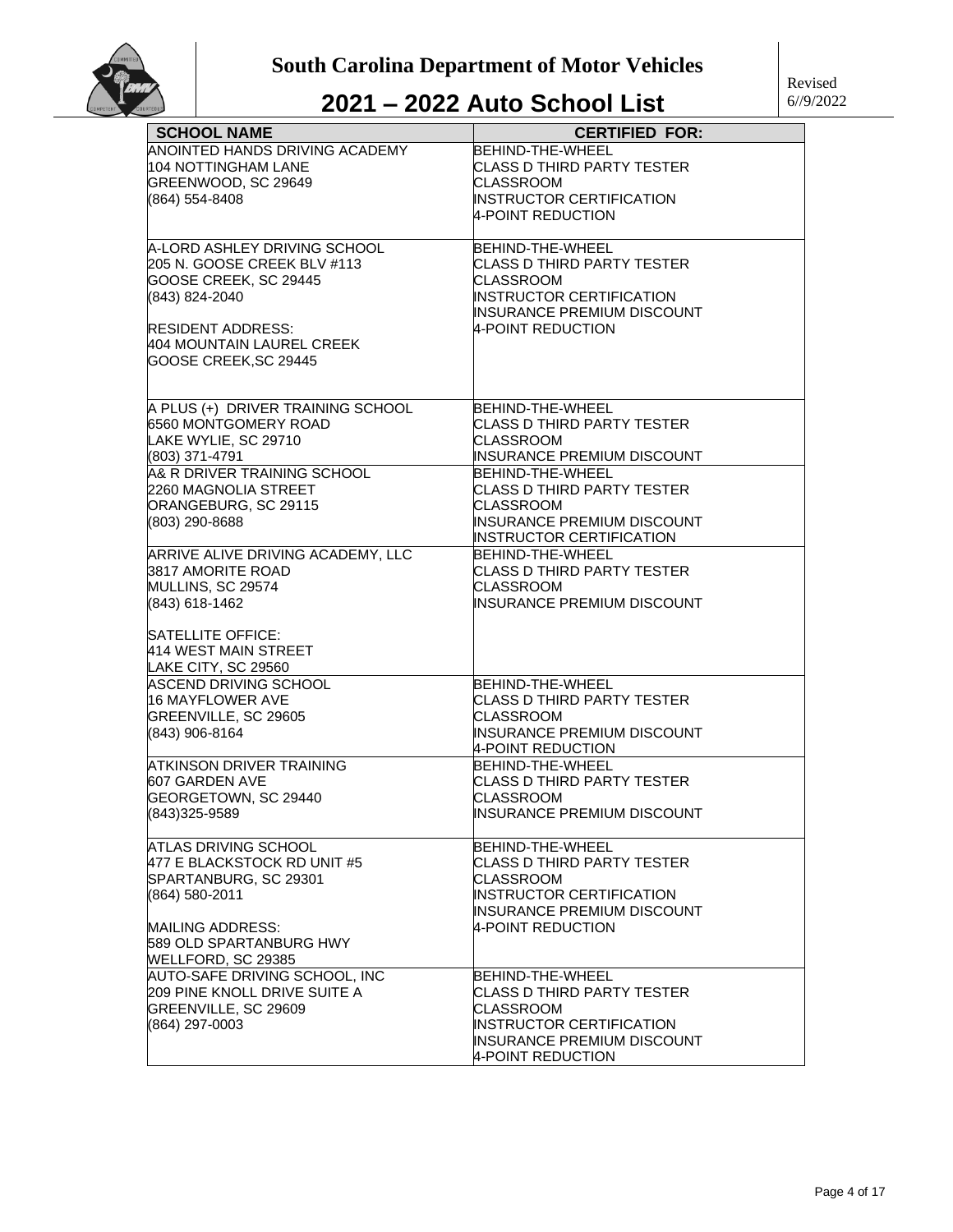# South Carolina Department of Motor Vehicles

## 2021 – 2022 Auto School List

Revised 6//9/2022

| SCHOOL NAME | CERTIFIED FOR: |
|---|---|
| ANOINTED HANDS DRIVING ACADEMY<br>104 NOTTINGHAM LANE<br>GREENWOOD, SC 29649<br>(864) 554-8408 | BEHIND-THE-WHEEL<br>CLASS D THIRD PARTY TESTER<br>CLASSROOM<br>INSTRUCTOR CERTIFICATION<br>4-POINT REDUCTION |
| A-LORD ASHLEY DRIVING SCHOOL<br>205 N. GOOSE CREEK BLV #113<br>GOOSE CREEK, SC 29445<br>(843) 824-2040<br><br>RESIDENT ADDRESS:<br>404 MOUNTAIN LAUREL CREEK<br>GOOSE CREEK,SC 29445 | BEHIND-THE-WHEEL<br>CLASS D THIRD PARTY TESTER<br>CLASSROOM<br>INSTRUCTOR CERTIFICATION<br>INSURANCE PREMIUM DISCOUNT<br>4-POINT REDUCTION |
| A PLUS (+) DRIVER TRAINING SCHOOL<br>6560 MONTGOMERY ROAD<br>LAKE WYLIE, SC 29710<br>(803) 371-4791 | BEHIND-THE-WHEEL<br>CLASS D THIRD PARTY TESTER<br>CLASSROOM<br>INSURANCE PREMIUM DISCOUNT |
| A& R DRIVER TRAINING SCHOOL<br>2260 MAGNOLIA STREET<br>ORANGEBURG, SC 29115<br>(803) 290-8688 | BEHIND-THE-WHEEL<br>CLASS D THIRD PARTY TESTER<br>CLASSROOM<br>INSURANCE PREMIUM DISCOUNT<br>INSTRUCTOR CERTIFICATION |
| ARRIVE ALIVE DRIVING ACADEMY, LLC<br>3817 AMORITE ROAD<br>MULLINS, SC 29574<br>(843) 618-1462<br><br>SATELLITE OFFICE:<br>414 WEST MAIN STREET<br>LAKE CITY, SC 29560 | BEHIND-THE-WHEEL<br>CLASS D THIRD PARTY TESTER<br>CLASSROOM<br>INSURANCE PREMIUM DISCOUNT |
| ASCEND DRIVING SCHOOL<br>16 MAYFLOWER AVE<br>GREENVILLE, SC 29605<br>(843) 906-8164 | BEHIND-THE-WHEEL<br>CLASS D THIRD PARTY TESTER<br>CLASSROOM<br>INSURANCE PREMIUM DISCOUNT<br>4-POINT REDUCTION |
| ATKINSON DRIVER TRAINING<br>607 GARDEN AVE<br>GEORGETOWN, SC 29440<br>(843)325-9589 | BEHIND-THE-WHEEL<br>CLASS D THIRD PARTY TESTER<br>CLASSROOM<br>INSURANCE PREMIUM DISCOUNT |
| ATLAS DRIVING SCHOOL<br>477 E BLACKSTOCK RD UNIT #5<br>SPARTANBURG, SC 29301<br>(864) 580-2011<br><br>MAILING ADDRESS:<br>589 OLD SPARTANBURG HWY<br>WELLFORD, SC 29385 | BEHIND-THE-WHEEL<br>CLASS D THIRD PARTY TESTER<br>CLASSROOM<br>INSTRUCTOR CERTIFICATION<br>INSURANCE PREMIUM DISCOUNT<br>4-POINT REDUCTION |
| AUTO-SAFE DRIVING SCHOOL, INC<br>209 PINE KNOLL DRIVE SUITE A<br>GREENVILLE, SC 29609<br>(864) 297-0003 | BEHIND-THE-WHEEL<br>CLASS D THIRD PARTY TESTER<br>CLASSROOM<br>INSTRUCTOR CERTIFICATION<br>INSURANCE PREMIUM DISCOUNT<br>4-POINT REDUCTION |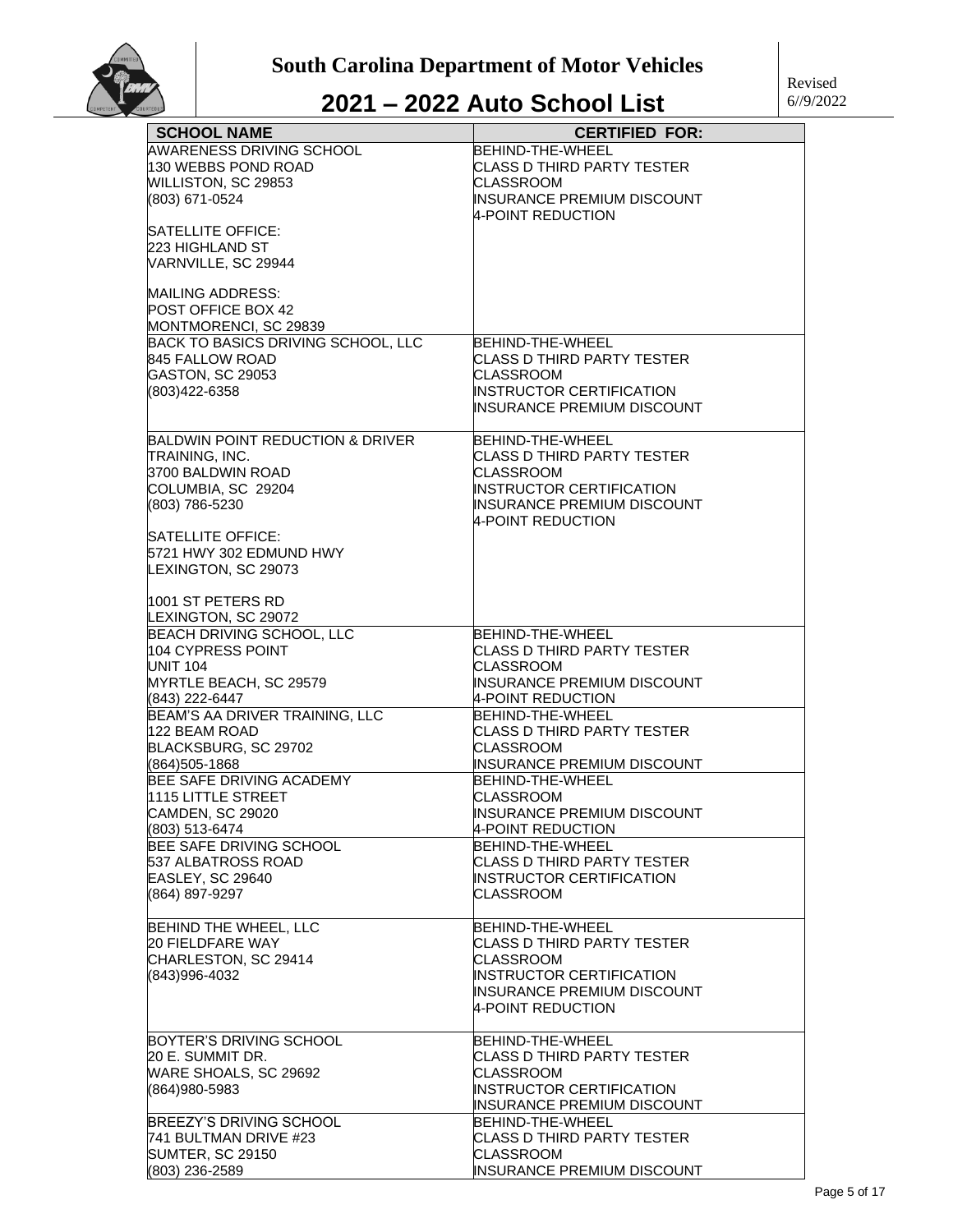# South Carolina Department of Motor Vehicles

## 2021 – 2022 Auto School List

Revised 6//9/2022

| SCHOOL NAME | CERTIFIED FOR: |
|---|---|
| AWARENESS DRIVING SCHOOL<br>130 WEBBS POND ROAD<br>WILLISTON, SC 29853<br>(803) 671-0524<br><br>SATELLITE OFFICE:<br>223 HIGHLAND ST<br>VARNVILLE, SC 29944<br><br>MAILING ADDRESS:<br>POST OFFICE BOX 42<br>MONTMORENCI, SC 29839 | BEHIND-THE-WHEEL<br>CLASS D THIRD PARTY TESTER<br>CLASSROOM<br>INSURANCE PREMIUM DISCOUNT<br>4-POINT REDUCTION |
| BACK TO BASICS DRIVING SCHOOL, LLC<br>845 FALLOW ROAD<br>GASTON, SC 29053<br>(803)422-6358 | BEHIND-THE-WHEEL<br>CLASS D THIRD PARTY TESTER<br>CLASSROOM<br>INSTRUCTOR CERTIFICATION<br>INSURANCE PREMIUM DISCOUNT |
| BALDWIN POINT REDUCTION & DRIVER TRAINING, INC.<br>3700 BALDWIN ROAD<br>COLUMBIA, SC 29204<br>(803) 786-5230<br><br>SATELLITE OFFICE:<br>5721 HWY 302 EDMUND HWY<br>LEXINGTON, SC 29073<br><br>1001 ST PETERS RD<br>LEXINGTON, SC 29072 | BEHIND-THE-WHEEL<br>CLASS D THIRD PARTY TESTER<br>CLASSROOM<br>INSTRUCTOR CERTIFICATION<br>INSURANCE PREMIUM DISCOUNT<br>4-POINT REDUCTION |
| BEACH DRIVING SCHOOL, LLC<br>104 CYPRESS POINT<br>UNIT 104<br>MYRTLE BEACH, SC 29579<br>(843) 222-6447 | BEHIND-THE-WHEEL<br>CLASS D THIRD PARTY TESTER<br>CLASSROOM<br>INSURANCE PREMIUM DISCOUNT<br>4-POINT REDUCTION |
| BEAM'S AA DRIVER TRAINING, LLC<br>122 BEAM ROAD<br>BLACKSBURG, SC 29702<br>(864)505-1868 | BEHIND-THE-WHEEL<br>CLASS D THIRD PARTY TESTER<br>CLASSROOM<br>INSURANCE PREMIUM DISCOUNT |
| BEE SAFE DRIVING ACADEMY<br>1115 LITTLE STREET<br>CAMDEN, SC 29020<br>(803) 513-6474 | BEHIND-THE-WHEEL<br>CLASSROOM<br>INSURANCE PREMIUM DISCOUNT<br>4-POINT REDUCTION |
| BEE SAFE DRIVING SCHOOL<br>537 ALBATROSS ROAD<br>EASLEY, SC 29640<br>(864) 897-9297 | BEHIND-THE-WHEEL<br>CLASS D THIRD PARTY TESTER<br>INSTRUCTOR CERTIFICATION<br>CLASSROOM |
| BEHIND THE WHEEL, LLC<br>20 FIELDFARE WAY<br>CHARLESTON, SC 29414<br>(843)996-4032 | BEHIND-THE-WHEEL<br>CLASS D THIRD PARTY TESTER<br>CLASSROOM<br>INSTRUCTOR CERTIFICATION<br>INSURANCE PREMIUM DISCOUNT<br>4-POINT REDUCTION |
| BOYTER'S DRIVING SCHOOL<br>20 E. SUMMIT DR.<br>WARE SHOALS, SC 29692<br>(864)980-5983 | BEHIND-THE-WHEEL<br>CLASS D THIRD PARTY TESTER<br>CLASSROOM<br>INSTRUCTOR CERTIFICATION<br>INSURANCE PREMIUM DISCOUNT |
| BREEZY'S DRIVING SCHOOL<br>741 BULTMAN DRIVE #23<br>SUMTER, SC 29150<br>(803) 236-2589 | BEHIND-THE-WHEEL<br>CLASS D THIRD PARTY TESTER<br>CLASSROOM<br>INSURANCE PREMIUM DISCOUNT |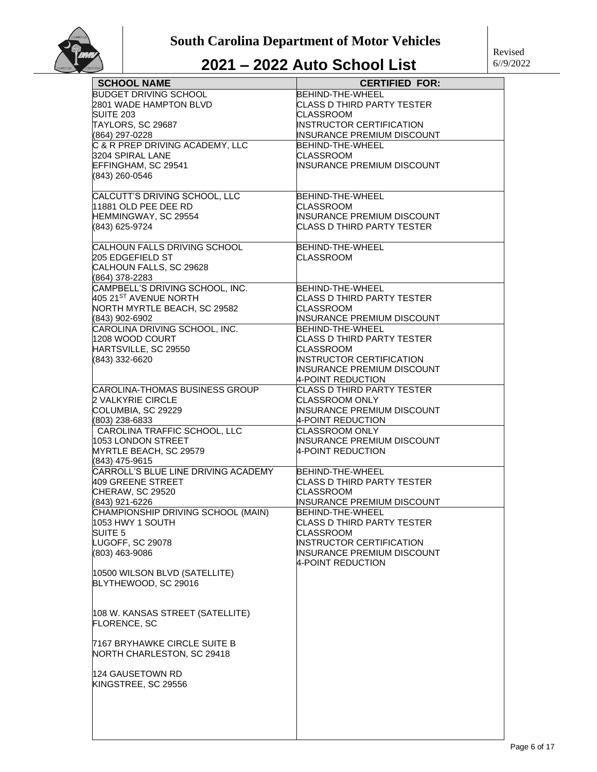# South Carolina Department of Motor Vehicles

## 2021 – 2022 Auto School List

Revised 6//9/2022

| SCHOOL NAME | CERTIFIED FOR: |
|---|---|
| BUDGET DRIVING SCHOOL<br>2801 WADE HAMPTON BLVD<br>SUITE 203<br>TAYLORS, SC 29687<br>(864) 297-0228 | BEHIND-THE-WHEEL<br>CLASS D THIRD PARTY TESTER<br>CLASSROOM<br>INSTRUCTOR CERTIFICATION<br>INSURANCE PREMIUM DISCOUNT |
| C & R PREP DRIVING ACADEMY, LLC<br>3204 SPIRAL LANE<br>EFFINGHAM, SC 29541<br>(843) 260-0546 | BEHIND-THE-WHEEL<br>CLASSROOM<br>INSURANCE PREMIUM DISCOUNT |
| CALCUTT'S DRIVING SCHOOL, LLC<br>11881 OLD PEE DEE RD<br>HEMMINGWAY, SC 29554<br>(843) 625-9724 | BEHIND-THE-WHEEL<br>CLASSROOM<br>INSURANCE PREMIUM DISCOUNT<br>CLASS D THIRD PARTY TESTER |
| CALHOUN FALLS DRIVING SCHOOL<br>205 EDGEFIELD ST<br>CALHOUN FALLS, SC 29628<br>(864) 378-2283 | BEHIND-THE-WHEEL<br>CLASSROOM |
| CAMPBELL'S DRIVING SCHOOL, INC.<br>405 21ST AVENUE NORTH<br>NORTH MYRTLE BEACH, SC 29582<br>(843) 902-6902 | BEHIND-THE-WHEEL<br>CLASS D THIRD PARTY TESTER<br>CLASSROOM<br>INSURANCE PREMIUM DISCOUNT |
| CAROLINA DRIVING SCHOOL, INC.<br>1208 WOOD COURT<br>HARTSVILLE, SC 29550<br>(843) 332-6620 | BEHIND-THE-WHEEL<br>CLASS D THIRD PARTY TESTER<br>CLASSROOM<br>INSTRUCTOR CERTIFICATION<br>INSURANCE PREMIUM DISCOUNT<br>4-POINT REDUCTION |
| CAROLINA-THOMAS BUSINESS GROUP<br>2 VALKYRIE CIRCLE<br>COLUMBIA, SC 29229<br>(803) 238-6833 | CLASS D THIRD PARTY TESTER<br>CLASSROOM ONLY<br>INSURANCE PREMIUM DISCOUNT<br>4-POINT REDUCTION |
| CAROLINA TRAFFIC SCHOOL, LLC<br>1053 LONDON STREET<br>MYRTLE BEACH, SC 29579<br>(843) 475-9615 | CLASSROOM ONLY<br>INSURANCE PREMIUM DISCOUNT<br>4-POINT REDUCTION |
| CARROLL'S BLUE LINE DRIVING ACADEMY<br>409 GREENE STREET<br>CHERAW, SC 29520<br>(843) 921-6226 | BEHIND-THE-WHEEL<br>CLASS D THIRD PARTY TESTER<br>CLASSROOM<br>INSURANCE PREMIUM DISCOUNT |
| CHAMPIONSHIP DRIVING SCHOOL (MAIN)<br>1053 HWY 1 SOUTH<br>SUITE 5<br>LUGOFF, SC 29078<br>(803) 463-9086<br><br>10500 WILSON BLVD (SATELLITE)<br>BLYTHEWOOD, SC 29016<br><br>108 W. KANSAS STREET (SATELLITE)<br>FLORENCE, SC<br><br>7167 BRYHAWKE CIRCLE SUITE B<br>NORTH CHARLESTON, SC 29418<br><br>124 GAUSETOWN RD<br>KINGSTREE, SC 29556 | BEHIND-THE-WHEEL<br>CLASS D THIRD PARTY TESTER<br>CLASSROOM<br>INSTRUCTOR CERTIFICATION<br>INSURANCE PREMIUM DISCOUNT<br>4-POINT REDUCTION |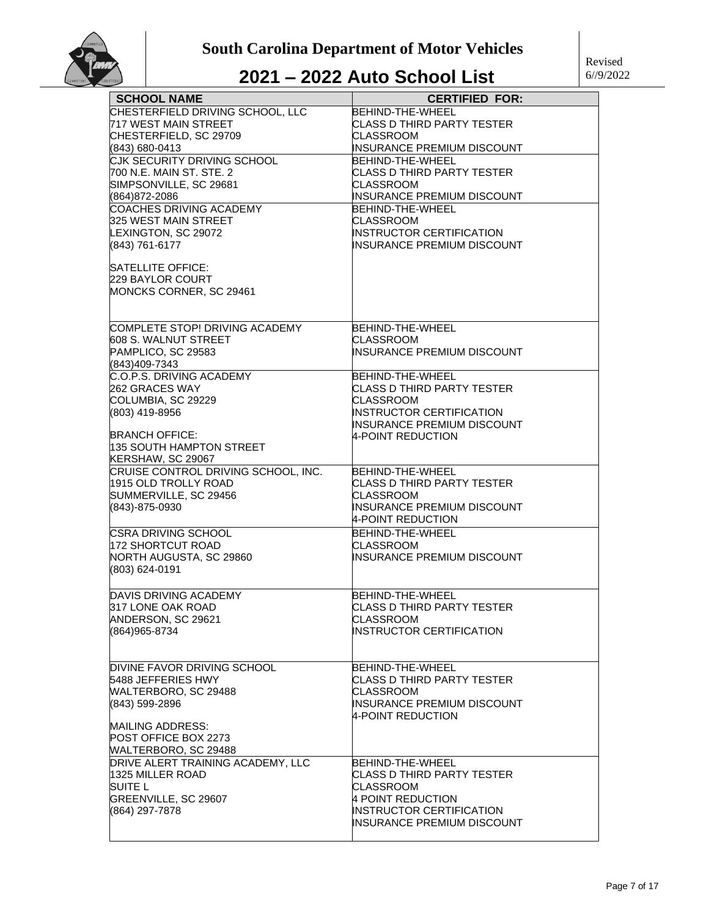# South Carolina Department of Motor Vehicles

## 2021 – 2022 Auto School List

Revised 6//9/2022

| SCHOOL NAME | CERTIFIED FOR: |
|---|---|
| CHESTERFIELD DRIVING SCHOOL, LLC<br>717 WEST MAIN STREET<br>CHESTERFIELD, SC 29709<br>(843) 680-0413 | BEHIND-THE-WHEEL<br>CLASS D THIRD PARTY TESTER<br>CLASSROOM<br>INSURANCE PREMIUM DISCOUNT |
| CJK SECURITY DRIVING SCHOOL<br>700 N.E. MAIN ST. STE. 2<br>SIMPSONVILLE, SC 29681<br>(864)872-2086 | BEHIND-THE-WHEEL<br>CLASS D THIRD PARTY TESTER<br>CLASSROOM<br>INSURANCE PREMIUM DISCOUNT |
| COACHES DRIVING ACADEMY<br>325 WEST MAIN STREET<br>LEXINGTON, SC 29072<br>(843) 761-6177<br><br>SATELLITE OFFICE:<br>229 BAYLOR COURT<br>MONCKS CORNER, SC 29461 | BEHIND-THE-WHEEL<br>CLASSROOM<br>INSTRUCTOR CERTIFICATION<br>INSURANCE PREMIUM DISCOUNT |
| COMPLETE STOP! DRIVING ACADEMY<br>608 S. WALNUT STREET<br>PAMPLICO, SC 29583<br>(843)409-7343 | BEHIND-THE-WHEEL<br>CLASSROOM<br>INSURANCE PREMIUM DISCOUNT |
| C.O.P.S. DRIVING ACADEMY<br>262 GRACES WAY<br>COLUMBIA, SC 29229<br>(803) 419-8956<br><br>BRANCH OFFICE:<br>135 SOUTH HAMPTON STREET<br>KERSHAW, SC 29067 | BEHIND-THE-WHEEL<br>CLASS D THIRD PARTY TESTER<br>CLASSROOM<br>INSTRUCTOR CERTIFICATION<br>INSURANCE PREMIUM DISCOUNT<br>4-POINT REDUCTION |
| CRUISE CONTROL DRIVING SCHOOL, INC.<br>1915 OLD TROLLY ROAD<br>SUMMERVILLE, SC 29456<br>(843)-875-0930 | BEHIND-THE-WHEEL<br>CLASS D THIRD PARTY TESTER<br>CLASSROOM<br>INSURANCE PREMIUM DISCOUNT<br>4-POINT REDUCTION |
| CSRA DRIVING SCHOOL<br>172 SHORTCUT ROAD<br>NORTH AUGUSTA, SC 29860<br>(803) 624-0191 | BEHIND-THE-WHEEL<br>CLASSROOM<br>INSURANCE PREMIUM DISCOUNT |
| DAVIS DRIVING ACADEMY<br>317 LONE OAK ROAD<br>ANDERSON, SC 29621<br>(864)965-8734 | BEHIND-THE-WHEEL<br>CLASS D THIRD PARTY TESTER<br>CLASSROOM<br>INSTRUCTOR CERTIFICATION |
| DIVINE FAVOR DRIVING SCHOOL<br>5488 JEFFERIES HWY<br>WALTERBORO, SC 29488<br>(843) 599-2896<br><br>MAILING ADDRESS:<br>POST OFFICE BOX 2273<br>WALTERBORO, SC 29488 | BEHIND-THE-WHEEL<br>CLASS D THIRD PARTY TESTER<br>CLASSROOM<br>INSURANCE PREMIUM DISCOUNT<br>4-POINT REDUCTION |
| DRIVE ALERT TRAINING ACADEMY, LLC<br>1325 MILLER ROAD<br>SUITE L<br>GREENVILLE, SC 29607<br>(864) 297-7878 | BEHIND-THE-WHEEL<br>CLASS D THIRD PARTY TESTER<br>CLASSROOM<br>4 POINT REDUCTION<br>INSTRUCTOR CERTIFICATION<br>INSURANCE PREMIUM DISCOUNT |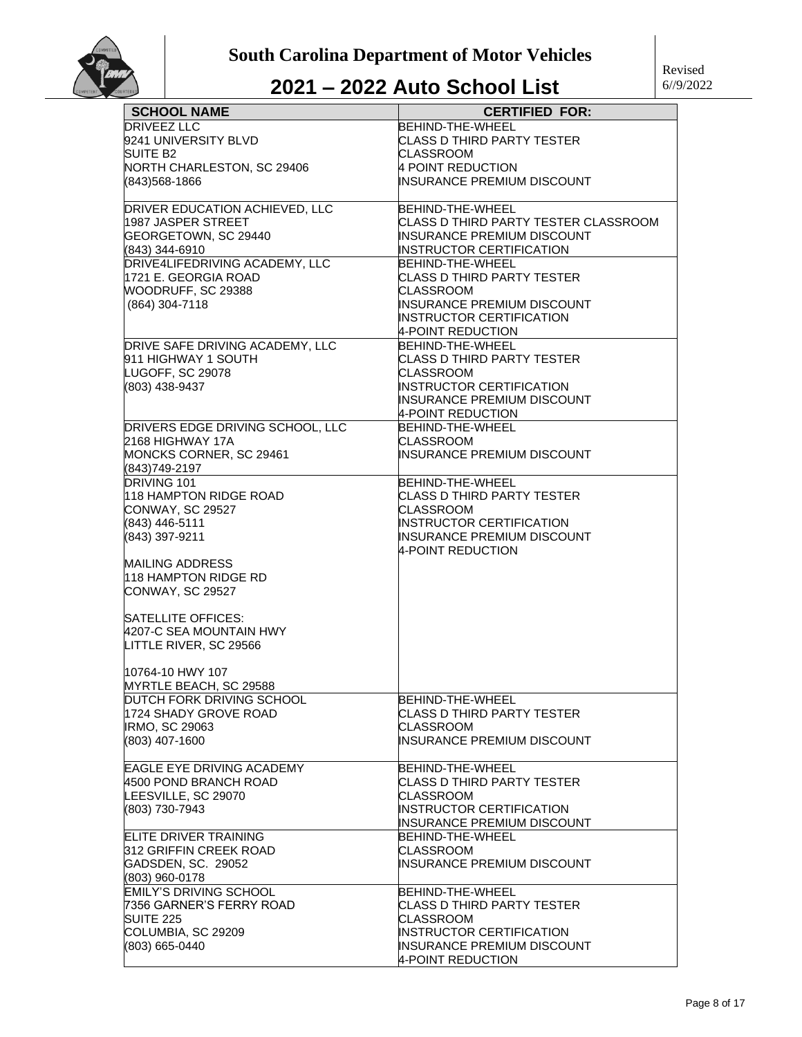# South Carolina Department of Motor Vehicles

## 2021 – 2022 Auto School List

Revised 6//9/2022

| SCHOOL NAME | CERTIFIED FOR: |
|---|---|
| DRIVEEZ LLC<br>9241 UNIVERSITY BLVD<br>SUITE B2<br>NORTH CHARLESTON, SC 29406<br>(843)568-1866 | BEHIND-THE-WHEEL<br>CLASS D THIRD PARTY TESTER<br>CLASSROOM<br>4 POINT REDUCTION<br>INSURANCE PREMIUM DISCOUNT |
| DRIVER EDUCATION ACHIEVED, LLC<br>1987 JASPER STREET<br>GEORGETOWN, SC 29440<br>(843) 344-6910 | BEHIND-THE-WHEEL<br>CLASS D THIRD PARTY TESTER CLASSROOM<br>INSURANCE PREMIUM DISCOUNT<br>INSTRUCTOR CERTIFICATION |
| DRIVE4LIFEDRIVING ACADEMY, LLC<br>1721 E. GEORGIA ROAD<br>WOODRUFF, SC 29388<br>(864) 304-7118 | BEHIND-THE-WHEEL<br>CLASS D THIRD PARTY TESTER<br>CLASSROOM<br>INSURANCE PREMIUM DISCOUNT<br>INSTRUCTOR CERTIFICATION<br>4-POINT REDUCTION |
| DRIVE SAFE DRIVING ACADEMY, LLC<br>911 HIGHWAY 1 SOUTH<br>LUGOFF, SC 29078<br>(803) 438-9437 | BEHIND-THE-WHEEL<br>CLASS D THIRD PARTY TESTER<br>CLASSROOM<br>INSTRUCTOR CERTIFICATION<br>INSURANCE PREMIUM DISCOUNT<br>4-POINT REDUCTION |
| DRIVERS EDGE DRIVING SCHOOL, LLC<br>2168 HIGHWAY 17A<br>MONCKS CORNER, SC 29461<br>(843)749-2197 | BEHIND-THE-WHEEL<br>CLASSROOM<br>INSURANCE PREMIUM DISCOUNT |
| DRIVING 101<br>118 HAMPTON RIDGE ROAD<br>CONWAY, SC 29527<br>(843) 446-5111<br>(843) 397-9211<br><br>MAILING ADDRESS<br>118 HAMPTON RIDGE RD<br>CONWAY, SC 29527<br><br>SATELLITE OFFICES:<br>4207-C SEA MOUNTAIN HWY<br>LITTLE RIVER, SC 29566<br><br>10764-10 HWY 107<br>MYRTLE BEACH, SC 29588 | BEHIND-THE-WHEEL<br>CLASS D THIRD PARTY TESTER<br>CLASSROOM<br>INSTRUCTOR CERTIFICATION<br>INSURANCE PREMIUM DISCOUNT<br>4-POINT REDUCTION |
| DUTCH FORK DRIVING SCHOOL<br>1724 SHADY GROVE ROAD<br>IRMO, SC 29063<br>(803) 407-1600 | BEHIND-THE-WHEEL<br>CLASS D THIRD PARTY TESTER<br>CLASSROOM<br>INSURANCE PREMIUM DISCOUNT |
| EAGLE EYE DRIVING ACADEMY<br>4500 POND BRANCH ROAD<br>LEESVILLE, SC 29070<br>(803) 730-7943 | BEHIND-THE-WHEEL<br>CLASS D THIRD PARTY TESTER<br>CLASSROOM<br>INSTRUCTOR CERTIFICATION<br>INSURANCE PREMIUM DISCOUNT |
| ELITE DRIVER TRAINING<br>312 GRIFFIN CREEK ROAD<br>GADSDEN, SC. 29052<br>(803) 960-0178 | BEHIND-THE-WHEEL<br>CLASSROOM<br>INSURANCE PREMIUM DISCOUNT |
| EMILY'S DRIVING SCHOOL<br>7356 GARNER'S FERRY ROAD<br>SUITE 225<br>COLUMBIA, SC 29209<br>(803) 665-0440 | BEHIND-THE-WHEEL<br>CLASS D THIRD PARTY TESTER<br>CLASSROOM<br>INSTRUCTOR CERTIFICATION<br>INSURANCE PREMIUM DISCOUNT<br>4-POINT REDUCTION |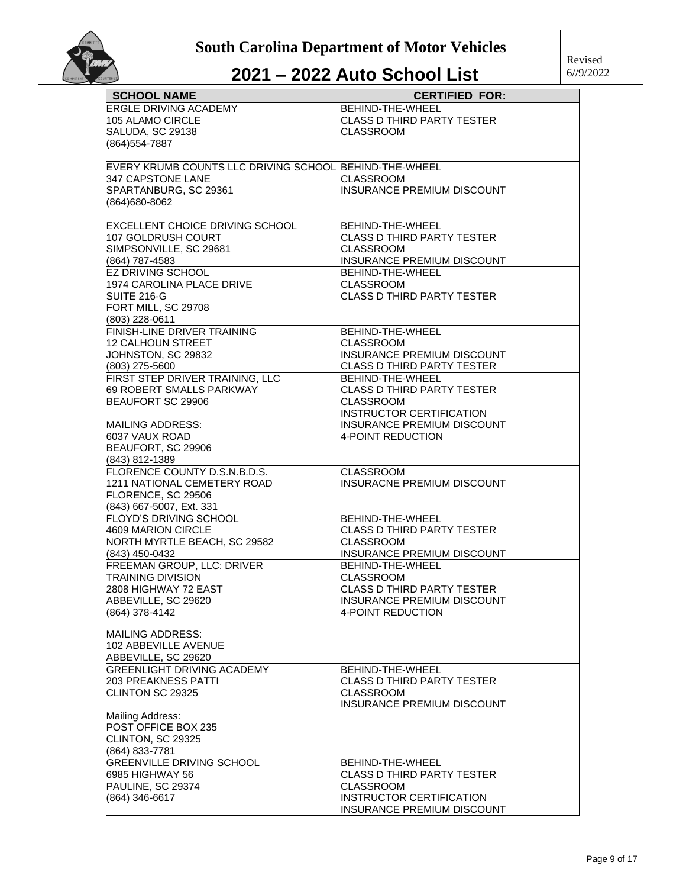# South Carolina Department of Motor Vehicles

# 2021 – 2022 Auto School List

Revised 6//9/2022

| SCHOOL NAME | CERTIFIED FOR: |
|---|---|
| ERGLE DRIVING ACADEMY<br>105 ALAMO CIRCLE<br>SALUDA, SC 29138<br>(864)554-7887 | BEHIND-THE-WHEEL<br>CLASS D THIRD PARTY TESTER<br>CLASSROOM |
| EVERY KRUMB COUNTS LLC DRIVING SCHOOL<br>347 CAPSTONE LANE<br>SPARTANBURG, SC 29361<br>(864)680-8062 | BEHIND-THE-WHEEL<br>CLASSROOM<br>INSURANCE PREMIUM DISCOUNT |
| EXCELLENT CHOICE DRIVING SCHOOL<br>107 GOLDRUSH COURT<br>SIMPSONVILLE, SC 29681<br>(864) 787-4583 | BEHIND-THE-WHEEL<br>CLASS D THIRD PARTY TESTER<br>CLASSROOM<br>INSURANCE PREMIUM DISCOUNT |
| EZ DRIVING SCHOOL<br>1974 CAROLINA PLACE DRIVE<br>SUITE 216-G<br>FORT MILL, SC 29708<br>(803) 228-0611 | BEHIND-THE-WHEEL<br>CLASSROOM<br>CLASS D THIRD PARTY TESTER |
| FINISH-LINE DRIVER TRAINING<br>12 CALHOUN STREET<br>JOHNSTON, SC 29832<br>(803) 275-5600 | BEHIND-THE-WHEEL<br>CLASSROOM<br>INSURANCE PREMIUM DISCOUNT<br>CLASS D THIRD PARTY TESTER |
| FIRST STEP DRIVER TRAINING, LLC<br>69 ROBERT SMALLS PARKWAY<br>BEAUFORT SC 29906<br><br>MAILING ADDRESS:<br>6037 VAUX ROAD<br>BEAUFORT, SC 29906<br>(843) 812-1389 | BEHIND-THE-WHEEL<br>CLASS D THIRD PARTY TESTER<br>CLASSROOM<br>INSTRUCTOR CERTIFICATION<br>INSURANCE PREMIUM DISCOUNT<br>4-POINT REDUCTION |
| FLORENCE COUNTY D.S.N.B.D.S.<br>1211 NATIONAL CEMETERY ROAD<br>FLORENCE, SC 29506<br>(843) 667-5007, Ext. 331 | CLASSROOM<br>INSURACNE PREMIUM DISCOUNT |
| FLOYD'S DRIVING SCHOOL<br>4609 MARION CIRCLE<br>NORTH MYRTLE BEACH, SC 29582<br>(843) 450-0432 | BEHIND-THE-WHEEL<br>CLASS D THIRD PARTY TESTER<br>CLASSROOM<br>INSURANCE PREMIUM DISCOUNT |
| FREEMAN GROUP, LLC: DRIVER TRAINING DIVISION<br>2808 HIGHWAY 72 EAST<br>ABBEVILLE, SC 29620<br>(864) 378-4142<br><br>MAILING ADDRESS:<br>102 ABBEVILLE AVENUE<br>ABBEVILLE, SC 29620 | BEHIND-THE-WHEEL<br>CLASSROOM<br>CLASS D THIRD PARTY TESTER<br>INSURANCE PREMIUM DISCOUNT<br>4-POINT REDUCTION |
| GREENLIGHT DRIVING ACADEMY<br>203 PREAKNESS PATTI<br>CLINTON SC 29325<br><br>Mailing Address:<br>POST OFFICE BOX 235<br>CLINTON, SC 29325<br>(864) 833-7781 | BEHIND-THE-WHEEL<br>CLASS D THIRD PARTY TESTER<br>CLASSROOM<br>INSURANCE PREMIUM DISCOUNT |
| GREENVILLE DRIVING SCHOOL<br>6985 HIGHWAY 56<br>PAULINE, SC 29374<br>(864) 346-6617 | BEHIND-THE-WHEEL<br>CLASS D THIRD PARTY TESTER<br>CLASSROOM<br>INSTRUCTOR CERTIFICATION<br>INSURANCE PREMIUM DISCOUNT |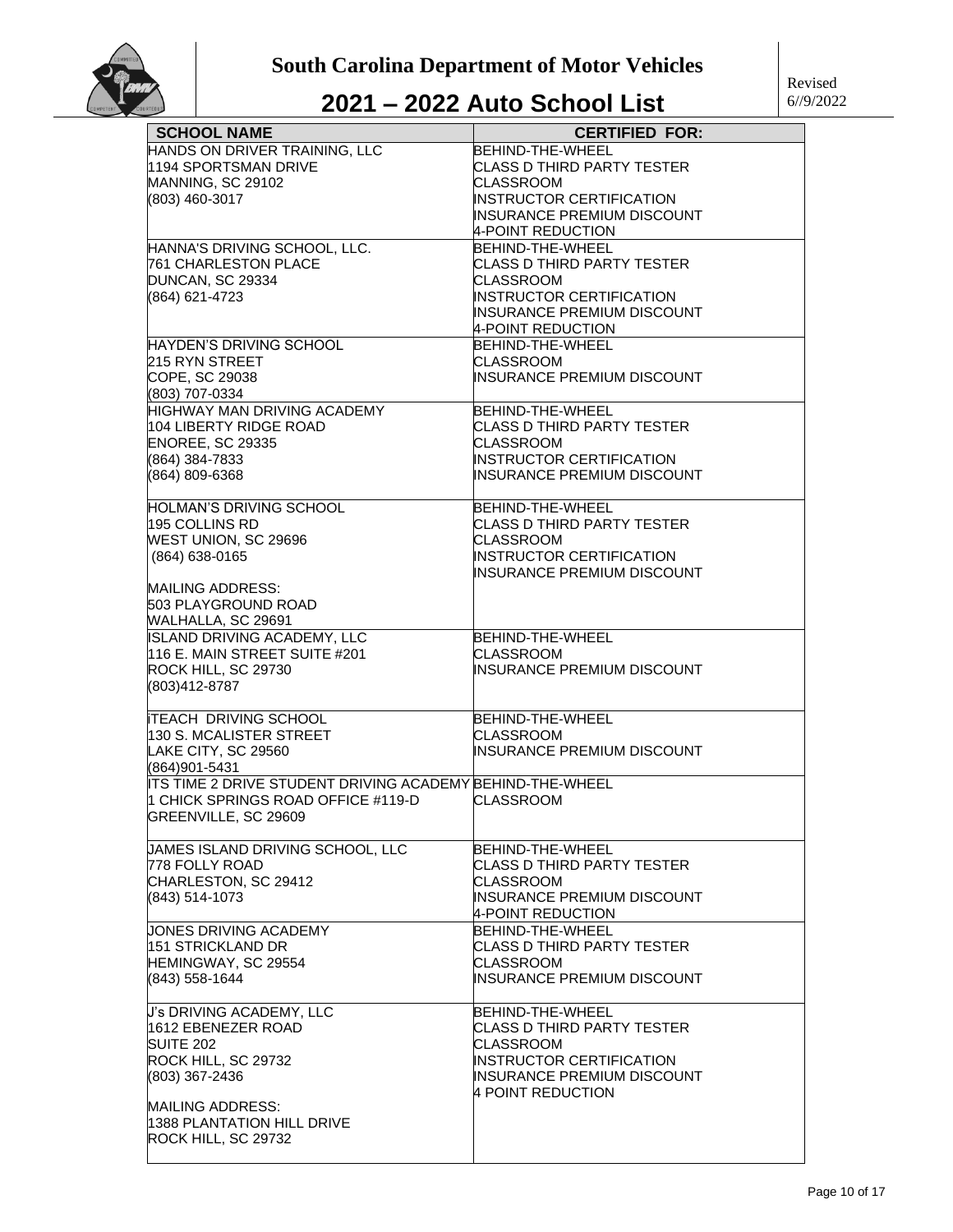# South Carolina Department of Motor Vehicles

## 2021 – 2022 Auto School List

Revised 6//9/2022

| SCHOOL NAME | CERTIFIED FOR: |
|---|---|
| HANDS ON DRIVER TRAINING, LLC<br>1194 SPORTSMAN DRIVE<br>MANNING, SC 29102<br>(803) 460-3017 | BEHIND-THE-WHEEL<br>CLASS D THIRD PARTY TESTER<br>CLASSROOM<br>INSTRUCTOR CERTIFICATION<br>INSURANCE PREMIUM DISCOUNT<br>4-POINT REDUCTION |
| HANNA'S DRIVING SCHOOL, LLC.<br>761 CHARLESTON PLACE<br>DUNCAN, SC 29334<br>(864) 621-4723 | BEHIND-THE-WHEEL<br>CLASS D THIRD PARTY TESTER<br>CLASSROOM<br>INSTRUCTOR CERTIFICATION<br>INSURANCE PREMIUM DISCOUNT<br>4-POINT REDUCTION |
| HAYDEN'S DRIVING SCHOOL<br>215 RYN STREET<br>COPE, SC 29038<br>(803) 707-0334 | BEHIND-THE-WHEEL<br>CLASSROOM<br>INSURANCE PREMIUM DISCOUNT |
| HIGHWAY MAN DRIVING ACADEMY<br>104 LIBERTY RIDGE ROAD<br>ENOREE, SC 29335<br>(864) 384-7833<br>(864) 809-6368 | BEHIND-THE-WHEEL<br>CLASS D THIRD PARTY TESTER<br>CLASSROOM<br>INSTRUCTOR CERTIFICATION<br>INSURANCE PREMIUM DISCOUNT |
| HOLMAN'S DRIVING SCHOOL<br>195 COLLINS RD<br>WEST UNION, SC 29696<br>(864) 638-0165<br><br>MAILING ADDRESS:<br>503 PLAYGROUND ROAD<br>WALHALLA, SC 29691 | BEHIND-THE-WHEEL<br>CLASS D THIRD PARTY TESTER<br>CLASSROOM<br>INSTRUCTOR CERTIFICATION<br>INSURANCE PREMIUM DISCOUNT |
| ISLAND DRIVING ACADEMY, LLC<br>116 E. MAIN STREET SUITE #201<br>ROCK HILL, SC 29730<br>(803)412-8787 | BEHIND-THE-WHEEL<br>CLASSROOM<br>INSURANCE PREMIUM DISCOUNT |
| iTEACH DRIVING SCHOOL<br>130 S. MCALISTER STREET<br>LAKE CITY, SC 29560<br>(864)901-5431 | BEHIND-THE-WHEEL<br>CLASSROOM<br>INSURANCE PREMIUM DISCOUNT |
| ITS TIME 2 DRIVE STUDENT DRIVING ACADEMY<br>1 CHICK SPRINGS ROAD OFFICE #119-D<br>GREENVILLE, SC 29609 | BEHIND-THE-WHEEL<br>CLASSROOM |
| JAMES ISLAND DRIVING SCHOOL, LLC<br>778 FOLLY ROAD<br>CHARLESTON, SC 29412<br>(843) 514-1073 | BEHIND-THE-WHEEL<br>CLASS D THIRD PARTY TESTER<br>CLASSROOM<br>INSURANCE PREMIUM DISCOUNT<br>4-POINT REDUCTION |
| JONES DRIVING ACADEMY<br>151 STRICKLAND DR<br>HEMINGWAY, SC 29554<br>(843) 558-1644 | BEHIND-THE-WHEEL<br>CLASS D THIRD PARTY TESTER<br>CLASSROOM<br>INSURANCE PREMIUM DISCOUNT |
| J's DRIVING ACADEMY, LLC<br>1612 EBENEZER ROAD<br>SUITE 202<br>ROCK HILL, SC 29732<br>(803) 367-2436<br><br>MAILING ADDRESS:<br>1388 PLANTATION HILL DRIVE<br>ROCK HILL, SC 29732 | BEHIND-THE-WHEEL<br>CLASS D THIRD PARTY TESTER<br>CLASSROOM<br>INSTRUCTOR CERTIFICATION<br>INSURANCE PREMIUM DISCOUNT<br>4 POINT REDUCTION |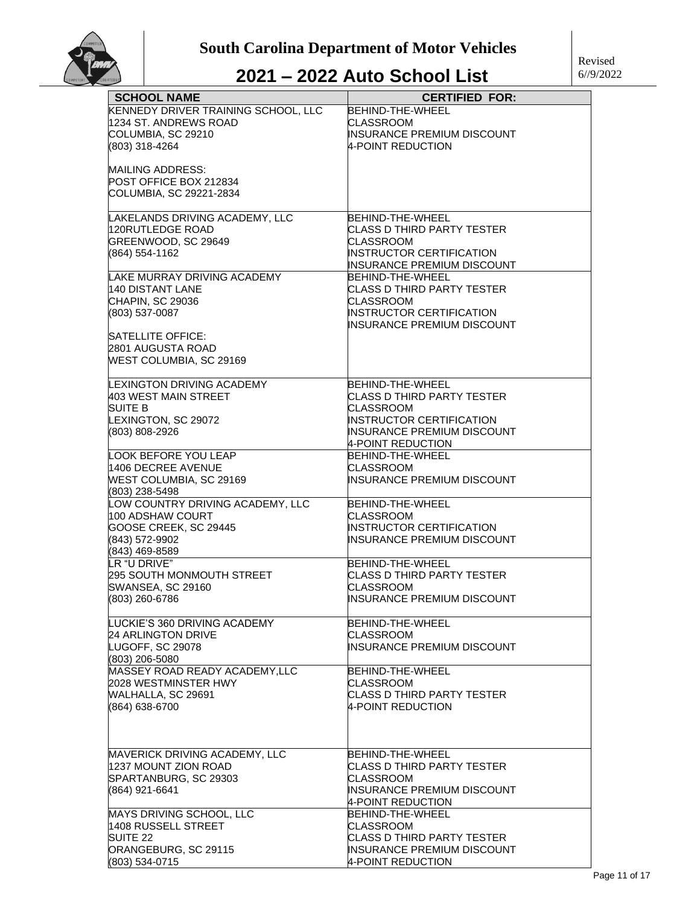# South Carolina Department of Motor Vehicles

## 2021 – 2022 Auto School List

Revised 6//9/2022

| SCHOOL NAME | CERTIFIED FOR: |
|---|---|
| KENNEDY DRIVER TRAINING SCHOOL, LLC<br>1234 ST. ANDREWS ROAD<br>COLUMBIA, SC 29210<br>(803) 318-4264<br><br>MAILING ADDRESS:<br>POST OFFICE BOX 212834<br>COLUMBIA, SC 29221-2834 | BEHIND-THE-WHEEL<br>CLASSROOM<br>INSURANCE PREMIUM DISCOUNT<br>4-POINT REDUCTION |
| LAKELANDS DRIVING ACADEMY, LLC<br>120RUTLEDGE ROAD<br>GREENWOOD, SC 29649<br>(864) 554-1162 | BEHIND-THE-WHEEL<br>CLASS D THIRD PARTY TESTER<br>CLASSROOM<br>INSTRUCTOR CERTIFICATION<br>INSURANCE PREMIUM DISCOUNT |
| LAKE MURRAY DRIVING ACADEMY<br>140 DISTANT LANE<br>CHAPIN, SC 29036<br>(803) 537-0087<br><br>SATELLITE OFFICE:<br>2801 AUGUSTA ROAD<br>WEST COLUMBIA, SC 29169 | BEHIND-THE-WHEEL<br>CLASS D THIRD PARTY TESTER<br>CLASSROOM<br>INSTRUCTOR CERTIFICATION<br>INSURANCE PREMIUM DISCOUNT |
| LEXINGTON DRIVING ACADEMY<br>403 WEST MAIN STREET<br>SUITE B<br>LEXINGTON, SC 29072<br>(803) 808-2926 | BEHIND-THE-WHEEL<br>CLASS D THIRD PARTY TESTER<br>CLASSROOM<br>INSTRUCTOR CERTIFICATION<br>INSURANCE PREMIUM DISCOUNT<br>4-POINT REDUCTION |
| LOOK BEFORE YOU LEAP<br>1406 DECREE AVENUE<br>WEST COLUMBIA, SC 29169<br>(803) 238-5498 | BEHIND-THE-WHEEL<br>CLASSROOM<br>INSURANCE PREMIUM DISCOUNT |
| LOW COUNTRY DRIVING ACADEMY, LLC<br>100 ADSHAW COURT<br>GOOSE CREEK, SC 29445<br>(843) 572-9902<br>(843) 469-8589 | BEHIND-THE-WHEEL<br>CLASSROOM<br>INSTRUCTOR CERTIFICATION<br>INSURANCE PREMIUM DISCOUNT |
| LR "U DRIVE"<br>295 SOUTH MONMOUTH STREET<br>SWANSEA, SC 29160<br>(803) 260-6786 | BEHIND-THE-WHEEL<br>CLASS D THIRD PARTY TESTER<br>CLASSROOM<br>INSURANCE PREMIUM DISCOUNT |
| LUCKIE'S 360 DRIVING ACADEMY<br>24 ARLINGTON DRIVE<br>LUGOFF, SC 29078<br>(803) 206-5080 | BEHIND-THE-WHEEL<br>CLASSROOM<br>INSURANCE PREMIUM DISCOUNT |
| MASSEY ROAD READY ACADEMY,LLC<br>2028 WESTMINSTER HWY<br>WALHALLA, SC 29691<br>(864) 638-6700 | BEHIND-THE-WHEEL<br>CLASSROOM<br>CLASS D THIRD PARTY TESTER<br>4-POINT REDUCTION |
| MAVERICK DRIVING ACADEMY, LLC<br>1237 MOUNT ZION ROAD<br>SPARTANBURG, SC 29303<br>(864) 921-6641 | BEHIND-THE-WHEEL<br>CLASS D THIRD PARTY TESTER<br>CLASSROOM<br>INSURANCE PREMIUM DISCOUNT<br>4-POINT REDUCTION |
| MAYS DRIVING SCHOOL, LLC<br>1408 RUSSELL STREET<br>SUITE 22<br>ORANGEBURG, SC 29115<br>(803) 534-0715 | BEHIND-THE-WHEEL<br>CLASSROOM<br>CLASS D THIRD PARTY TESTER<br>INSURANCE PREMIUM DISCOUNT<br>4-POINT REDUCTION |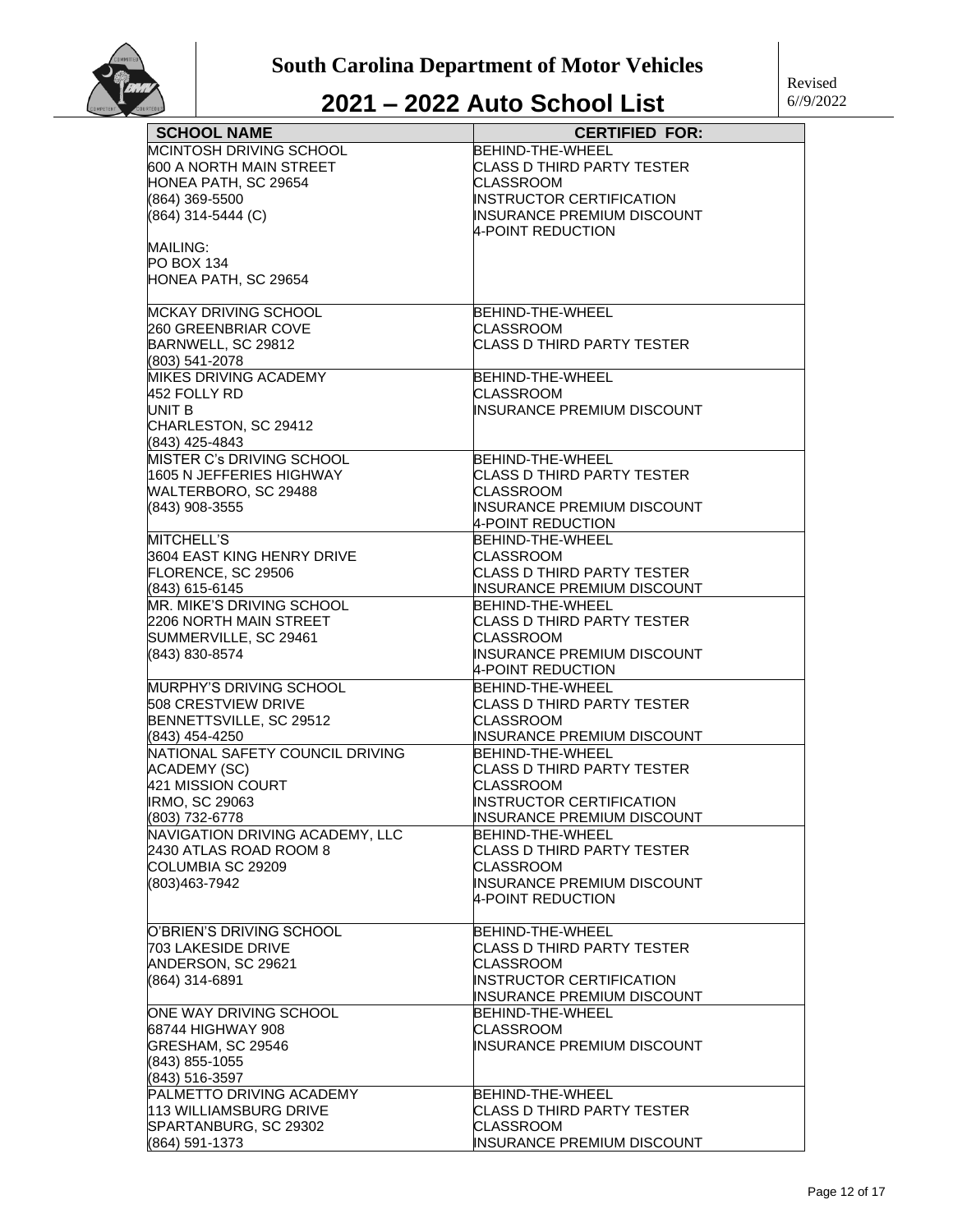# South Carolina Department of Motor Vehicles

## 2021 – 2022 Auto School List

Revised 6//9/2022

| SCHOOL NAME | CERTIFIED FOR: |
|---|---|
| MCINTOSH DRIVING SCHOOL<br>600 A NORTH MAIN STREET<br>HONEA PATH, SC 29654<br>(864) 369-5500<br>(864) 314-5444 (C)<br><br>MAILING:<br>PO BOX 134<br>HONEA PATH, SC 29654 | BEHIND-THE-WHEEL<br>CLASS D THIRD PARTY TESTER<br>CLASSROOM<br>INSTRUCTOR CERTIFICATION<br>INSURANCE PREMIUM DISCOUNT<br>4-POINT REDUCTION |
| MCKAY DRIVING SCHOOL<br>260 GREENBRIAR COVE<br>BARNWELL, SC 29812<br>(803) 541-2078 | BEHIND-THE-WHEEL<br>CLASSROOM<br>CLASS D THIRD PARTY TESTER |
| MIKES DRIVING ACADEMY<br>452 FOLLY RD<br>UNIT B<br>CHARLESTON, SC 29412<br>(843) 425-4843 | BEHIND-THE-WHEEL<br>CLASSROOM<br>INSURANCE PREMIUM DISCOUNT |
| MISTER C's DRIVING SCHOOL<br>1605 N JEFFERIES HIGHWAY<br>WALTERBORO, SC 29488<br>(843) 908-3555 | BEHIND-THE-WHEEL<br>CLASS D THIRD PARTY TESTER<br>CLASSROOM<br>INSURANCE PREMIUM DISCOUNT<br>4-POINT REDUCTION |
| MITCHELL'S<br>3604 EAST KING HENRY DRIVE<br>FLORENCE, SC 29506<br>(843) 615-6145 | BEHIND-THE-WHEEL<br>CLASSROOM<br>CLASS D THIRD PARTY TESTER<br>INSURANCE PREMIUM DISCOUNT |
| MR. MIKE'S DRIVING SCHOOL<br>2206 NORTH MAIN STREET<br>SUMMERVILLE, SC 29461<br>(843) 830-8574 | BEHIND-THE-WHEEL<br>CLASS D THIRD PARTY TESTER<br>CLASSROOM<br>INSURANCE PREMIUM DISCOUNT<br>4-POINT REDUCTION |
| MURPHY'S DRIVING SCHOOL<br>508 CRESTVIEW DRIVE<br>BENNETTSVILLE, SC 29512<br>(843) 454-4250 | BEHIND-THE-WHEEL<br>CLASS D THIRD PARTY TESTER<br>CLASSROOM<br>INSURANCE PREMIUM DISCOUNT |
| NATIONAL SAFETY COUNCIL DRIVING ACADEMY (SC)<br>421 MISSION COURT<br>IRMO, SC 29063<br>(803) 732-6778 | BEHIND-THE-WHEEL<br>CLASS D THIRD PARTY TESTER<br>CLASSROOM<br>INSTRUCTOR CERTIFICATION<br>INSURANCE PREMIUM DISCOUNT |
| NAVIGATION DRIVING ACADEMY, LLC<br>2430 ATLAS ROAD ROOM 8<br>COLUMBIA SC 29209<br>(803)463-7942 | BEHIND-THE-WHEEL<br>CLASS D THIRD PARTY TESTER<br>CLASSROOM<br>INSURANCE PREMIUM DISCOUNT<br>4-POINT REDUCTION |
| O'BRIEN'S DRIVING SCHOOL<br>703 LAKESIDE DRIVE<br>ANDERSON, SC 29621<br>(864) 314-6891 | BEHIND-THE-WHEEL<br>CLASS D THIRD PARTY TESTER<br>CLASSROOM<br>INSTRUCTOR CERTIFICATION<br>INSURANCE PREMIUM DISCOUNT |
| ONE WAY DRIVING SCHOOL<br>68744 HIGHWAY 908<br>GRESHAM, SC 29546<br>(843) 855-1055<br>(843) 516-3597 | BEHIND-THE-WHEEL<br>CLASSROOM<br>INSURANCE PREMIUM DISCOUNT |
| PALMETTO DRIVING ACADEMY<br>113 WILLIAMSBURG DRIVE<br>SPARTANBURG, SC 29302<br>(864) 591-1373 | BEHIND-THE-WHEEL<br>CLASS D THIRD PARTY TESTER<br>CLASSROOM<br>INSURANCE PREMIUM DISCOUNT |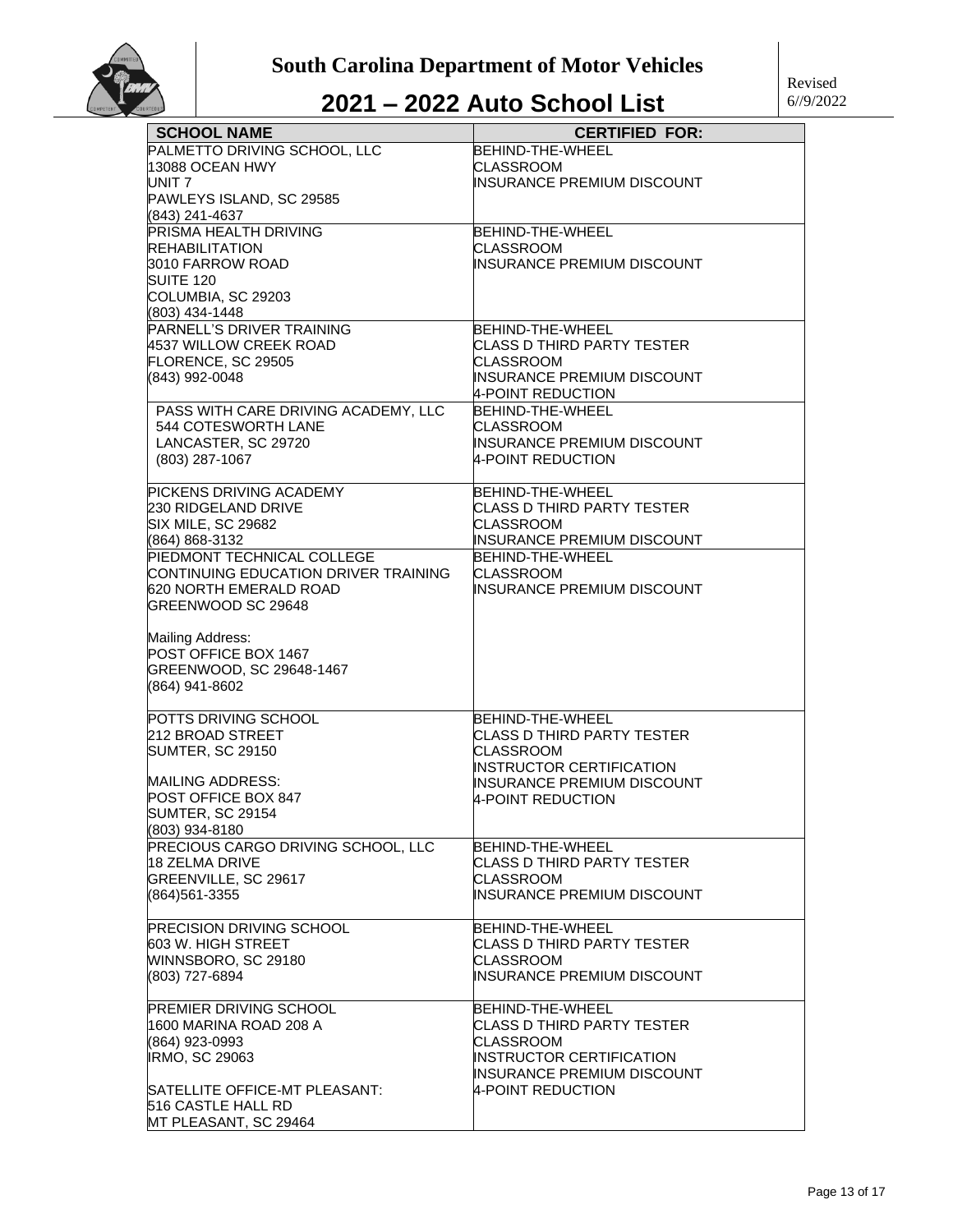# South Carolina Department of Motor Vehicles

## 2021 – 2022 Auto School List

Revised 6//9/2022

| SCHOOL NAME | CERTIFIED FOR: |
|---|---|
| PALMETTO DRIVING SCHOOL, LLC<br>13088 OCEAN HWY<br>UNIT 7<br>PAWLEYS ISLAND, SC 29585<br>(843) 241-4637 | BEHIND-THE-WHEEL<br>CLASSROOM<br>INSURANCE PREMIUM DISCOUNT |
| PRISMA HEALTH DRIVING REHABILITATION<br>3010 FARROW ROAD<br>SUITE 120<br>COLUMBIA, SC 29203<br>(803) 434-1448 | BEHIND-THE-WHEEL<br>CLASSROOM<br>INSURANCE PREMIUM DISCOUNT |
| PARNELL'S DRIVER TRAINING<br>4537 WILLOW CREEK ROAD<br>FLORENCE, SC 29505<br>(843) 992-0048 | BEHIND-THE-WHEEL<br>CLASS D THIRD PARTY TESTER<br>CLASSROOM<br>INSURANCE PREMIUM DISCOUNT<br>4-POINT REDUCTION |
| PASS WITH CARE DRIVING ACADEMY, LLC<br>544 COTESWORTH LANE<br>LANCASTER, SC 29720<br>(803) 287-1067 | BEHIND-THE-WHEEL<br>CLASSROOM<br>INSURANCE PREMIUM DISCOUNT<br>4-POINT REDUCTION |
| PICKENS DRIVING ACADEMY<br>230 RIDGELAND DRIVE<br>SIX MILE, SC 29682<br>(864) 868-3132 | BEHIND-THE-WHEEL<br>CLASS D THIRD PARTY TESTER<br>CLASSROOM<br>INSURANCE PREMIUM DISCOUNT |
| PIEDMONT TECHNICAL COLLEGE<br>CONTINUING EDUCATION DRIVER TRAINING<br>620 NORTH EMERALD ROAD<br>GREENWOOD SC 29648<br><br>Mailing Address:<br>POST OFFICE BOX 1467<br>GREENWOOD, SC 29648-1467<br>(864) 941-8602 | BEHIND-THE-WHEEL<br>CLASSROOM<br>INSURANCE PREMIUM DISCOUNT |
| POTTS DRIVING SCHOOL<br>212 BROAD STREET<br>SUMTER, SC 29150<br><br>MAILING ADDRESS:<br>POST OFFICE BOX 847<br>SUMTER, SC 29154<br>(803) 934-8180 | BEHIND-THE-WHEEL<br>CLASS D THIRD PARTY TESTER<br>CLASSROOM<br>INSTRUCTOR CERTIFICATION<br>INSURANCE PREMIUM DISCOUNT<br>4-POINT REDUCTION |
| PRECIOUS CARGO DRIVING SCHOOL, LLC<br>18 ZELMA DRIVE<br>GREENVILLE, SC 29617<br>(864)561-3355 | BEHIND-THE-WHEEL<br>CLASS D THIRD PARTY TESTER<br>CLASSROOM<br>INSURANCE PREMIUM DISCOUNT |
| PRECISION DRIVING SCHOOL<br>603 W. HIGH STREET<br>WINNSBORO, SC 29180<br>(803) 727-6894 | BEHIND-THE-WHEEL<br>CLASS D THIRD PARTY TESTER<br>CLASSROOM<br>INSURANCE PREMIUM DISCOUNT |
| PREMIER DRIVING SCHOOL<br>1600 MARINA ROAD 208 A<br>(864) 923-0993<br>IRMO, SC 29063<br><br>SATELLITE OFFICE-MT PLEASANT:<br>516 CASTLE HALL RD<br>MT PLEASANT, SC 29464 | BEHIND-THE-WHEEL<br>CLASS D THIRD PARTY TESTER<br>CLASSROOM<br>INSTRUCTOR CERTIFICATION<br>INSURANCE PREMIUM DISCOUNT<br>4-POINT REDUCTION |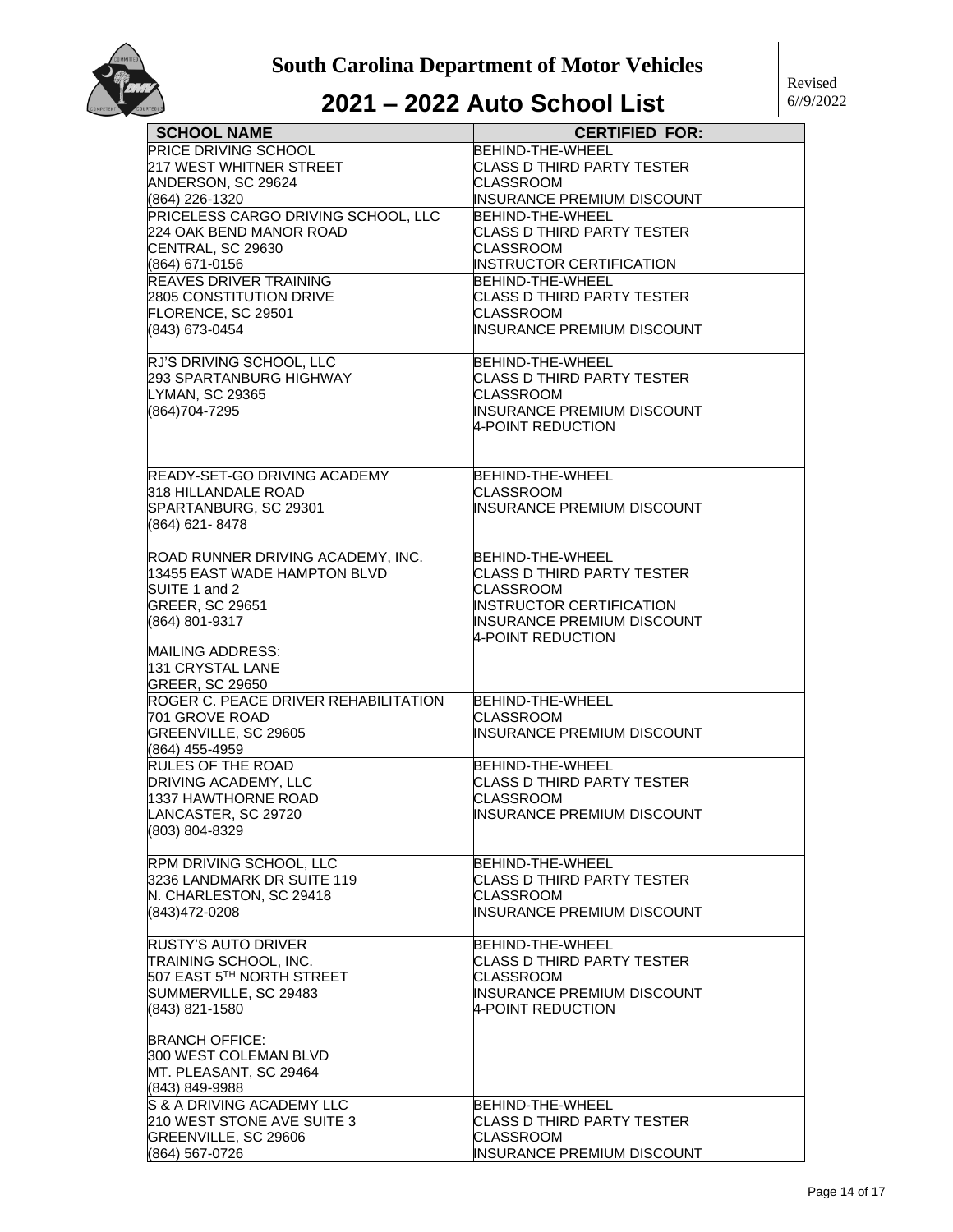# South Carolina Department of Motor Vehicles

## 2021 – 2022 Auto School List

Revised 6//9/2022

| SCHOOL NAME | CERTIFIED FOR: |
|---|---|
| PRICE DRIVING SCHOOL<br>217 WEST WHITNER STREET<br>ANDERSON, SC 29624<br>(864) 226-1320 | BEHIND-THE-WHEEL<br>CLASS D THIRD PARTY TESTER<br>CLASSROOM<br>INSURANCE PREMIUM DISCOUNT |
| PRICELESS CARGO DRIVING SCHOOL, LLC<br>224 OAK BEND MANOR ROAD<br>CENTRAL, SC 29630<br>(864) 671-0156 | BEHIND-THE-WHEEL<br>CLASS D THIRD PARTY TESTER<br>CLASSROOM<br>INSTRUCTOR CERTIFICATION |
| REAVES DRIVER TRAINING<br>2805 CONSTITUTION DRIVE<br>FLORENCE, SC 29501<br>(843) 673-0454 | BEHIND-THE-WHEEL<br>CLASS D THIRD PARTY TESTER<br>CLASSROOM<br>INSURANCE PREMIUM DISCOUNT |
| RJ'S DRIVING SCHOOL, LLC<br>293 SPARTANBURG HIGHWAY<br>LYMAN, SC 29365<br>(864)704-7295 | BEHIND-THE-WHEEL<br>CLASS D THIRD PARTY TESTER<br>CLASSROOM<br>INSURANCE PREMIUM DISCOUNT<br>4-POINT REDUCTION |
| READY-SET-GO DRIVING ACADEMY<br>318 HILLANDALE ROAD<br>SPARTANBURG, SC 29301<br>(864) 621- 8478 | BEHIND-THE-WHEEL<br>CLASSROOM<br>INSURANCE PREMIUM DISCOUNT |
| ROAD RUNNER DRIVING ACADEMY, INC.<br>13455 EAST WADE HAMPTON BLVD<br>SUITE 1 and 2<br>GREER, SC 29651<br>(864) 801-9317<br><br>MAILING ADDRESS:<br>131 CRYSTAL LANE<br>GREER, SC 29650 | BEHIND-THE-WHEEL<br>CLASS D THIRD PARTY TESTER<br>CLASSROOM<br>INSTRUCTOR CERTIFICATION<br>INSURANCE PREMIUM DISCOUNT<br>4-POINT REDUCTION |
| ROGER C. PEACE DRIVER REHABILITATION<br>701 GROVE ROAD<br>GREENVILLE, SC 29605<br>(864) 455-4959 | BEHIND-THE-WHEEL<br>CLASSROOM<br>INSURANCE PREMIUM DISCOUNT |
| RULES OF THE ROAD<br>DRIVING ACADEMY, LLC<br>1337 HAWTHORNE ROAD<br>LANCASTER, SC 29720<br>(803) 804-8329 | BEHIND-THE-WHEEL<br>CLASS D THIRD PARTY TESTER<br>CLASSROOM<br>INSURANCE PREMIUM DISCOUNT |
| RPM DRIVING SCHOOL, LLC<br>3236 LANDMARK DR SUITE 119<br>N. CHARLESTON, SC 29418<br>(843)472-0208 | BEHIND-THE-WHEEL<br>CLASS D THIRD PARTY TESTER<br>CLASSROOM<br>INSURANCE PREMIUM DISCOUNT |
| RUSTY'S AUTO DRIVER<br>TRAINING SCHOOL, INC.<br>507 EAST 5TH NORTH STREET<br>SUMMERVILLE, SC 29483<br>(843) 821-1580<br><br>BRANCH OFFICE:<br>300 WEST COLEMAN BLVD<br>MT. PLEASANT, SC 29464<br>(843) 849-9988 | BEHIND-THE-WHEEL<br>CLASS D THIRD PARTY TESTER<br>CLASSROOM<br>INSURANCE PREMIUM DISCOUNT<br>4-POINT REDUCTION |
| S & A DRIVING ACADEMY LLC<br>210 WEST STONE AVE SUITE 3<br>GREENVILLE, SC 29606<br>(864) 567-0726 | BEHIND-THE-WHEEL<br>CLASS D THIRD PARTY TESTER<br>CLASSROOM<br>INSURANCE PREMIUM DISCOUNT |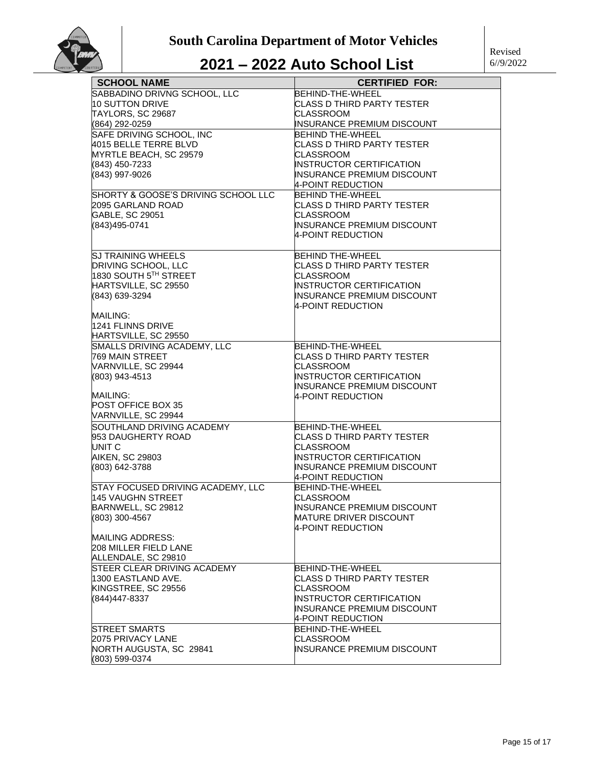# South Carolina Department of Motor Vehicles

## 2021 – 2022 Auto School List

Revised 6//9/2022

| SCHOOL NAME | CERTIFIED FOR: |
|---|---|
| SABBADINO DRIVNG SCHOOL, LLC<br>10 SUTTON DRIVE<br>TAYLORS, SC 29687<br>(864) 292-0259 | BEHIND-THE-WHEEL<br>CLASS D THIRD PARTY TESTER<br>CLASSROOM<br>INSURANCE PREMIUM DISCOUNT |
| SAFE DRIVING SCHOOL, INC<br>4015 BELLE TERRE BLVD<br>MYRTLE BEACH, SC 29579<br>(843) 450-7233<br>(843) 997-9026 | BEHIND THE-WHEEL<br>CLASS D THIRD PARTY TESTER<br>CLASSROOM<br>INSTRUCTOR CERTIFICATION<br>INSURANCE PREMIUM DISCOUNT<br>4-POINT REDUCTION |
| SHORTY & GOOSE'S DRIVING SCHOOL LLC<br>2095 GARLAND ROAD<br>GABLE, SC 29051<br>(843)495-0741 | BEHIND THE-WHEEL<br>CLASS D THIRD PARTY TESTER<br>CLASSROOM<br>INSURANCE PREMIUM DISCOUNT<br>4-POINT REDUCTION |
| SJ TRAINING WHEELS<br>DRIVING SCHOOL, LLC<br>1830 SOUTH 5TH STREET<br>HARTSVILLE, SC 29550<br>(843) 639-3294<br><br>MAILING:<br>1241 FLINNS DRIVE<br>HARTSVILLE, SC 29550 | BEHIND THE-WHEEL<br>CLASS D THIRD PARTY TESTER<br>CLASSROOM<br>INSTRUCTOR CERTIFICATION<br>INSURANCE PREMIUM DISCOUNT<br>4-POINT REDUCTION |
| SMALLS DRIVING ACADEMY, LLC<br>769 MAIN STREET<br>VARNVILLE, SC 29944<br>(803) 943-4513<br><br>MAILING:<br>POST OFFICE BOX 35<br>VARNVILLE, SC 29944 | BEHIND-THE-WHEEL<br>CLASS D THIRD PARTY TESTER<br>CLASSROOM<br>INSTRUCTOR CERTIFICATION<br>INSURANCE PREMIUM DISCOUNT<br>4-POINT REDUCTION |
| SOUTHLAND DRIVING ACADEMY<br>953 DAUGHERTY ROAD<br>UNIT C<br>AIKEN, SC 29803<br>(803) 642-3788 | BEHIND-THE-WHEEL<br>CLASS D THIRD PARTY TESTER<br>CLASSROOM<br>INSTRUCTOR CERTIFICATION<br>INSURANCE PREMIUM DISCOUNT<br>4-POINT REDUCTION |
| STAY FOCUSED DRIVING ACADEMY, LLC<br>145 VAUGHN STREET<br>BARNWELL, SC 29812<br>(803) 300-4567<br><br>MAILING ADDRESS:<br>208 MILLER FIELD LANE<br>ALLENDALE, SC 29810 | BEHIND-THE-WHEEL<br>CLASSROOM<br>INSURANCE PREMIUM DISCOUNT<br>MATURE DRIVER DISCOUNT<br>4-POINT REDUCTION |
| STEER CLEAR DRIVING ACADEMY<br>1300 EASTLAND AVE.<br>KINGSTREE, SC 29556<br>(844)447-8337 | BEHIND-THE-WHEEL<br>CLASS D THIRD PARTY TESTER<br>CLASSROOM<br>INSTRUCTOR CERTIFICATION<br>INSURANCE PREMIUM DISCOUNT<br>4-POINT REDUCTION |
| STREET SMARTS<br>2075 PRIVACY LANE<br>NORTH AUGUSTA, SC 29841<br>(803) 599-0374 | BEHIND-THE-WHEEL<br>CLASSROOM<br>INSURANCE PREMIUM DISCOUNT |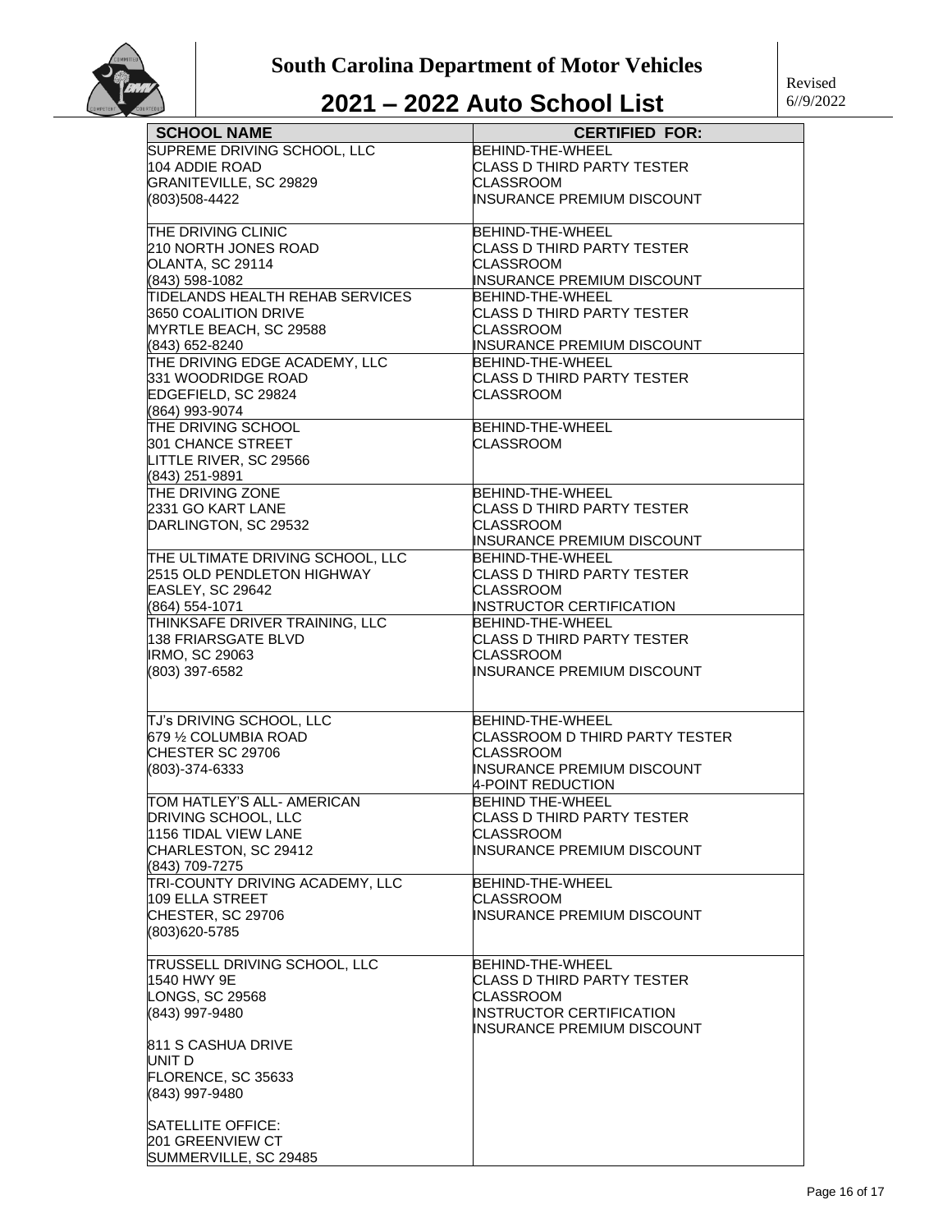# South Carolina Department of Motor Vehicles

## 2021 – 2022 Auto School List

Revised 6//9/2022

| SCHOOL NAME | CERTIFIED FOR: |
|---|---|
| SUPREME DRIVING SCHOOL, LLC<br>104 ADDIE ROAD<br>GRANITEVILLE, SC 29829<br>(803)508-4422 | BEHIND-THE-WHEEL<br>CLASS D THIRD PARTY TESTER<br>CLASSROOM<br>INSURANCE PREMIUM DISCOUNT |
| THE DRIVING CLINIC<br>210 NORTH JONES ROAD<br>OLANTA, SC 29114<br>(843) 598-1082 | BEHIND-THE-WHEEL<br>CLASS D THIRD PARTY TESTER<br>CLASSROOM<br>INSURANCE PREMIUM DISCOUNT |
| TIDELANDS HEALTH REHAB SERVICES<br>3650 COALITION DRIVE<br>MYRTLE BEACH, SC 29588<br>(843) 652-8240 | BEHIND-THE-WHEEL<br>CLASS D THIRD PARTY TESTER<br>CLASSROOM<br>INSURANCE PREMIUM DISCOUNT |
| THE DRIVING EDGE ACADEMY, LLC<br>331 WOODRIDGE ROAD<br>EDGEFIELD, SC 29824<br>(864) 993-9074 | BEHIND-THE-WHEEL<br>CLASS D THIRD PARTY TESTER<br>CLASSROOM |
| THE DRIVING SCHOOL<br>301 CHANCE STREET<br>LITTLE RIVER, SC 29566<br>(843) 251-9891 | BEHIND-THE-WHEEL<br>CLASSROOM |
| THE DRIVING ZONE<br>2331 GO KART LANE<br>DARLINGTON, SC 29532 | BEHIND-THE-WHEEL<br>CLASS D THIRD PARTY TESTER<br>CLASSROOM<br>INSURANCE PREMIUM DISCOUNT |
| THE ULTIMATE DRIVING SCHOOL, LLC<br>2515 OLD PENDLETON HIGHWAY<br>EASLEY, SC 29642<br>(864) 554-1071 | BEHIND-THE-WHEEL<br>CLASS D THIRD PARTY TESTER<br>CLASSROOM<br>INSTRUCTOR CERTIFICATION |
| THINKSAFE DRIVER TRAINING, LLC<br>138 FRIARSGATE BLVD<br>IRMO, SC 29063<br>(803) 397-6582 | BEHIND-THE-WHEEL<br>CLASS D THIRD PARTY TESTER<br>CLASSROOM<br>INSURANCE PREMIUM DISCOUNT |
| TJ's DRIVING SCHOOL, LLC<br>679 ½ COLUMBIA ROAD<br>CHESTER SC 29706<br>(803)-374-6333 | BEHIND-THE-WHEEL<br>CLASSROOM D THIRD PARTY TESTER<br>CLASSROOM<br>INSURANCE PREMIUM DISCOUNT<br>4-POINT REDUCTION |
| TOM HATLEY'S ALL- AMERICAN<br>DRIVING SCHOOL, LLC<br>1156 TIDAL VIEW LANE<br>CHARLESTON, SC 29412<br>(843) 709-7275 | BEHIND THE-WHEEL<br>CLASS D THIRD PARTY TESTER<br>CLASSROOM<br>INSURANCE PREMIUM DISCOUNT |
| TRI-COUNTY DRIVING ACADEMY, LLC<br>109 ELLA STREET<br>CHESTER, SC 29706<br>(803)620-5785 | BEHIND-THE-WHEEL<br>CLASSROOM<br>INSURANCE PREMIUM DISCOUNT |
| TRUSSELL DRIVING SCHOOL, LLC<br>1540 HWY 9E<br>LONGS, SC 29568<br>(843) 997-9480<br><br>811 S CASHUA DRIVE<br>UNIT D<br>FLORENCE, SC 35633<br>(843) 997-9480<br><br>SATELLITE OFFICE:<br>201 GREENVIEW CT<br>SUMMERVILLE, SC 29485 | BEHIND-THE-WHEEL<br>CLASS D THIRD PARTY TESTER<br>CLASSROOM<br>INSTRUCTOR CERTIFICATION<br>INSURANCE PREMIUM DISCOUNT |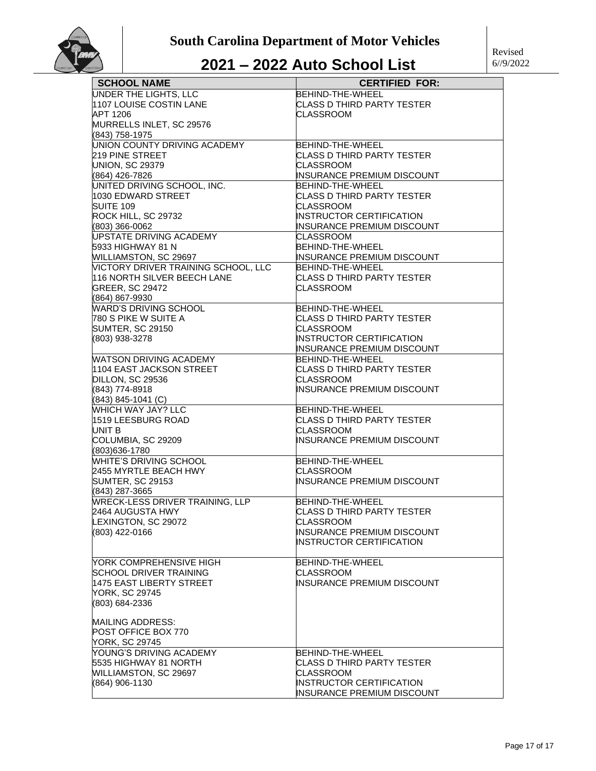**South Carolina Department of Motor Vehicles**

# 2021 – 2022 Auto School List

Revised 6//9/2022

| SCHOOL NAME | CERTIFIED FOR: |
|---|---|
| UNDER THE LIGHTS, LLC<br>1107 LOUISE COSTIN LANE<br>APT 1206<br>MURRELLS INLET, SC 29576<br>(843) 758-1975 | BEHIND-THE-WHEEL<br>CLASS D THIRD PARTY TESTER<br>CLASSROOM |
| UNION COUNTY DRIVING ACADEMY<br>219 PINE STREET<br>UNION, SC 29379<br>(864) 426-7826 | BEHIND-THE-WHEEL<br>CLASS D THIRD PARTY TESTER<br>CLASSROOM<br>INSURANCE PREMIUM DISCOUNT |
| UNITED DRIVING SCHOOL, INC.<br>1030 EDWARD STREET<br>SUITE 109<br>ROCK HILL, SC 29732<br>(803) 366-0062 | BEHIND-THE-WHEEL<br>CLASS D THIRD PARTY TESTER<br>CLASSROOM<br>INSTRUCTOR CERTIFICATION<br>INSURANCE PREMIUM DISCOUNT |
| UPSTATE DRIVING ACADEMY<br>5933 HIGHWAY 81 N<br>WILLIAMSTON, SC 29697 | CLASSROOM<br>BEHIND-THE-WHEEL<br>INSURANCE PREMIUM DISCOUNT |
| VICTORY DRIVER TRAINING SCHOOL, LLC<br>116 NORTH SILVER BEECH LANE<br>GREER, SC 29472<br>(864) 867-9930 | BEHIND-THE-WHEEL<br>CLASS D THIRD PARTY TESTER<br>CLASSROOM |
| WARD'S DRIVING SCHOOL<br>780 S PIKE W SUITE A<br>SUMTER, SC 29150<br>(803) 938-3278 | BEHIND-THE-WHEEL<br>CLASS D THIRD PARTY TESTER<br>CLASSROOM<br>INSTRUCTOR CERTIFICATION<br>INSURANCE PREMIUM DISCOUNT |
| WATSON DRIVING ACADEMY<br>1104 EAST JACKSON STREET<br>DILLON, SC 29536<br>(843) 774-8918<br>(843) 845-1041 (C) | BEHIND-THE-WHEEL<br>CLASS D THIRD PARTY TESTER<br>CLASSROOM<br>INSURANCE PREMIUM DISCOUNT |
| WHICH WAY JAY? LLC<br>1519 LEESBURG ROAD<br>UNIT B<br>COLUMBIA, SC 29209<br>(803)636-1780 | BEHIND-THE-WHEEL<br>CLASS D THIRD PARTY TESTER<br>CLASSROOM<br>INSURANCE PREMIUM DISCOUNT |
| WHITE'S DRIVING SCHOOL<br>2455 MYRTLE BEACH HWY<br>SUMTER, SC 29153<br>(843) 287-3665 | BEHIND-THE-WHEEL<br>CLASSROOM<br>INSURANCE PREMIUM DISCOUNT |
| WRECK-LESS DRIVER TRAINING, LLP<br>2464 AUGUSTA HWY<br>LEXINGTON, SC 29072<br>(803) 422-0166 | BEHIND-THE-WHEEL<br>CLASS D THIRD PARTY TESTER<br>CLASSROOM<br>INSURANCE PREMIUM DISCOUNT<br>INSTRUCTOR CERTIFICATION |
| YORK COMPREHENSIVE HIGH<br>SCHOOL DRIVER TRAINING<br>1475 EAST LIBERTY STREET<br>YORK, SC 29745<br>(803) 684-2336<br><br>MAILING ADDRESS:<br>POST OFFICE BOX 770<br>YORK, SC 29745 | BEHIND-THE-WHEEL<br>CLASSROOM<br>INSURANCE PREMIUM DISCOUNT |
| YOUNG'S DRIVING ACADEMY<br>5535 HIGHWAY 81 NORTH<br>WILLIAMSTON, SC 29697<br>(864) 906-1130 | BEHIND-THE-WHEEL<br>CLASS D THIRD PARTY TESTER<br>CLASSROOM<br>INSTRUCTOR CERTIFICATION<br>INSURANCE PREMIUM DISCOUNT |